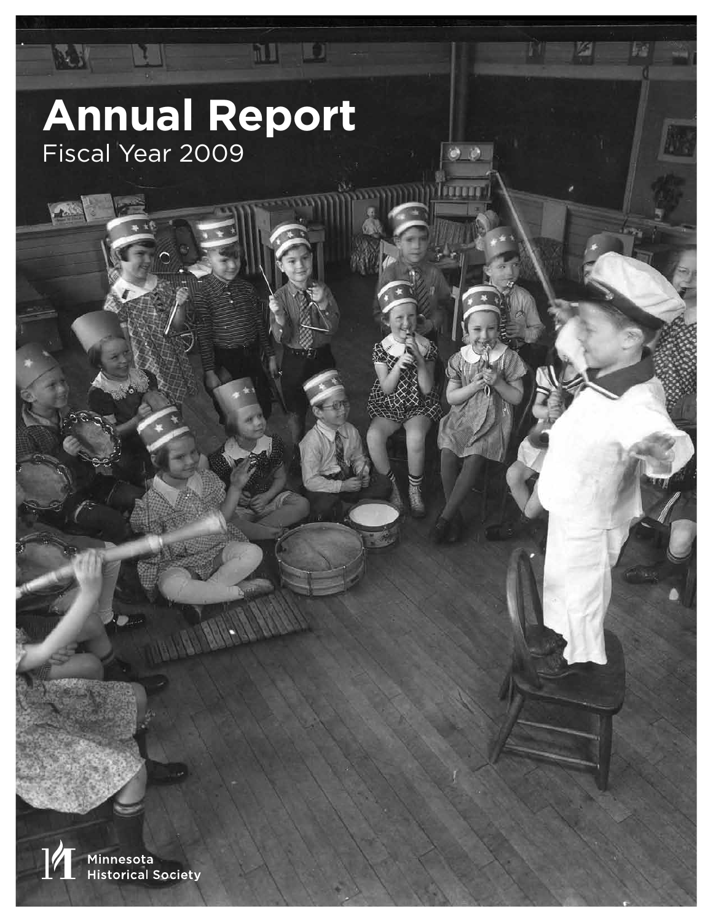# Annual Report

Fiscal Year 2009

Minnesota Historical Society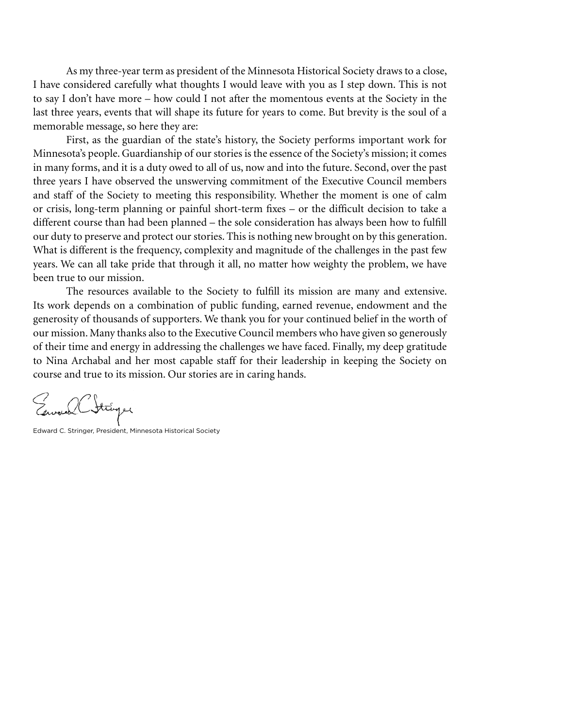As my three-year term as president of the Minnesota Historical Society draws to a close, I have considered carefully what thoughts I would leave with you as I step down. This is not to say I don't have more – how could I not after the momentous events at the Society in the last three years, events that will shape its future for years to come. But brevity is the soul of a memorable message, so here they are:

First, as the guardian of the state's history, the Society performs important work for Minnesota's people. Guardianship of our stories is the essence of the Society's mission; it comes in many forms, and it is a duty owed to all of us, now and into the future. Second, over the past three years I have observed the unswerving commitment of the Executive Council members and staff of the Society to meeting this responsibility. Whether the moment is one of calm or crisis, long-term planning or painful short-term fixes – or the difficult decision to take a different course than had been planned – the sole consideration has always been how to fulfill our duty to preserve and protect our stories. This is nothing new brought on by this generation. What is different is the frequency, complexity and magnitude of the challenges in the past few years. We can all take pride that through it all, no matter how weighty the problem, we have been true to our mission.

The resources available to the Society to fulfill its mission are many and extensive. Its work depends on a combination of public funding, earned revenue, endowment and the generosity of thousands of supporters. We thank you for your continued belief in the worth of our mission. Many thanks also to the Executive Council members who have given so generously of their time and energy in addressing the challenges we have faced. Finally, my deep gratitude to Nina Archabal and her most capable staff for their leadership in keeping the Society on course and true to its mission. Our stories are in caring hands.

Edward C. Stringer, President, Minnesota Historical Society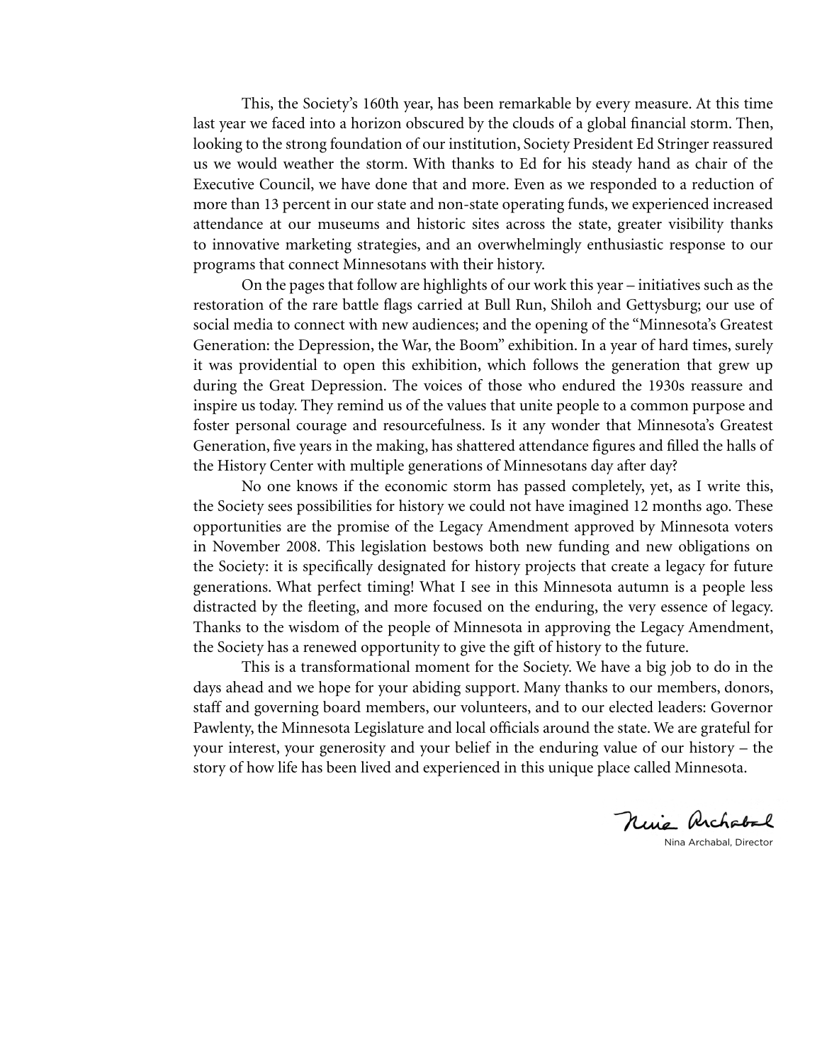This, the Society's 160th year, has been remarkable by every measure. At this time last year we faced into a horizon obscured by the clouds of a global financial storm. Then, looking to the strong foundation of our institution, Society President Ed Stringer reassured us we would weather the storm. With thanks to Ed for his steady hand as chair of the Executive Council, we have done that and more. Even as we responded to a reduction of more than 13 percent in our state and non-state operating funds, we experienced increased attendance at our museums and historic sites across the state, greater visibility thanks to innovative marketing strategies, and an overwhelmingly enthusiastic response to our programs that connect Minnesotans with their history.

On the pages that follow are highlights of our work this year – initiatives such as the restoration of the rare battle flags carried at Bull Run, Shiloh and Gettysburg; our use of social media to connect with new audiences; and the opening of the "Minnesota's Greatest Generation: the Depression, the War, the Boom" exhibition. In a year of hard times, surely it was providential to open this exhibition, which follows the generation that grew up during the Great Depression. The voices of those who endured the 1930s reassure and inspire us today. They remind us of the values that unite people to a common purpose and foster personal courage and resourcefulness. Is it any wonder that Minnesota's Greatest Generation, five years in the making, has shattered attendance figures and filled the halls of the History Center with multiple generations of Minnesotans day after day?

No one knows if the economic storm has passed completely, yet, as I write this, the Society sees possibilities for history we could not have imagined 12 months ago. These opportunities are the promise of the Legacy Amendment approved by Minnesota voters in November 2008. This legislation bestows both new funding and new obligations on the Society: it is specifically designated for history projects that create a legacy for future generations. What perfect timing! What I see in this Minnesota autumn is a people less distracted by the fleeting, and more focused on the enduring, the very essence of legacy. Thanks to the wisdom of the people of Minnesota in approving the Legacy Amendment, the Society has a renewed opportunity to give the gift of history to the future.

This is a transformational moment for the Society. We have a big job to do in the days ahead and we hope for your abiding support. Many thanks to our members, donors, staff and governing board members, our volunteers, and to our elected leaders: Governor Pawlenty, the Minnesota Legislature and local officials around the state. We are grateful for your interest, your generosity and your belief in the enduring value of our history – the story of how life has been lived and experienced in this unique place called Minnesota.

Nina Archabal, Director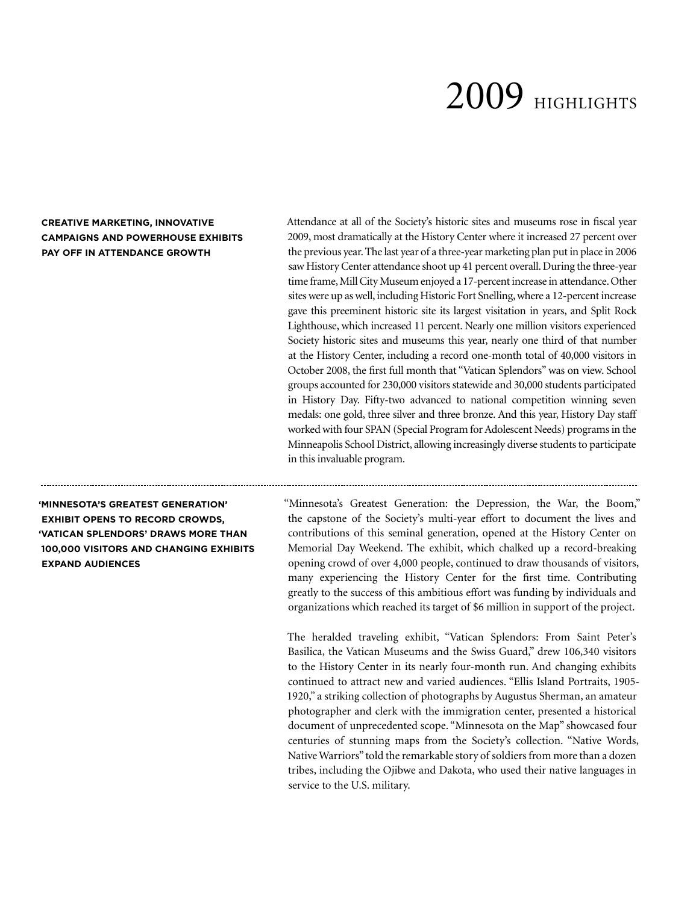# 2009 HIGHLIGHTS

**CREATIVE MARKETING, INNOVATIVE CAMPAIGNS AND POWERHOUSE EXHIBITS PAY OFF IN ATTENDANCE GROWTH**

Attendance at all of the Society's historic sites and museums rose in fiscal year 2009, most dramatically at the History Center where it increased 27 percent over the previous year. The last year of a three-year marketing plan put in place in 2006 saw History Center attendance shoot up 41 percent overall. During the three-year time frame, Mill City Museum enjoyed a 17-percent increase in attendance. Other sites were up as well, including Historic Fort Snelling, where a 12-percent increase gave this preeminent historic site its largest visitation in years, and Split Rock Lighthouse, which increased 11 percent. Nearly one million visitors experienced Society historic sites and museums this year, nearly one third of that number at the History Center, including a record one-month total of 40,000 visitors in October 2008, the first full month that "Vatican Splendors" was on view. School groups accounted for 230,000 visitors statewide and 30,000 students participated in History Day. Fifty-two advanced to national competition winning seven medals: one gold, three silver and three bronze. And this year, History Day staff worked with four SPAN (Special Program for Adolescent Needs) programs in the Minneapolis School District, allowing increasingly diverse students to participate in this invaluable program.

---

**'MINNESOTA'S GREATEST GENERATION' EXHIBIT OPENS TO RECORD CROWDS, 'VATICAN SPLENDORS' DRAWS MORE THAN 100,000 VISITORS AND CHANGING EXHIBITS EXPAND AUDIENCES**

"Minnesota's Greatest Generation: the Depression, the War, the Boom," the capstone of the Society's multi-year effort to document the lives and contributions of this seminal generation, opened at the History Center on Memorial Day Weekend. The exhibit, which chalked up a record-breaking opening crowd of over 4,000 people, continued to draw thousands of visitors, many experiencing the History Center for the first time. Contributing greatly to the success of this ambitious effort was funding by individuals and organizations which reached its target of $6 million in support of the project.

The heralded traveling exhibit, "Vatican Splendors: From Saint Peter's Basilica, the Vatican Museums and the Swiss Guard," drew 106,340 visitors to the History Center in its nearly four-month run. And changing exhibits continued to attract new and varied audiences. "Ellis Island Portraits, 1905-1920," a striking collection of photographs by Augustus Sherman, an amateur photographer and clerk with the immigration center, presented a historical document of unprecedented scope. "Minnesota on the Map" showcased four centuries of stunning maps from the Society's collection. "Native Words, Native Warriors" told the remarkable story of soldiers from more than a dozen tribes, including the Ojibwe and Dakota, who used their native languages in service to the U.S. military.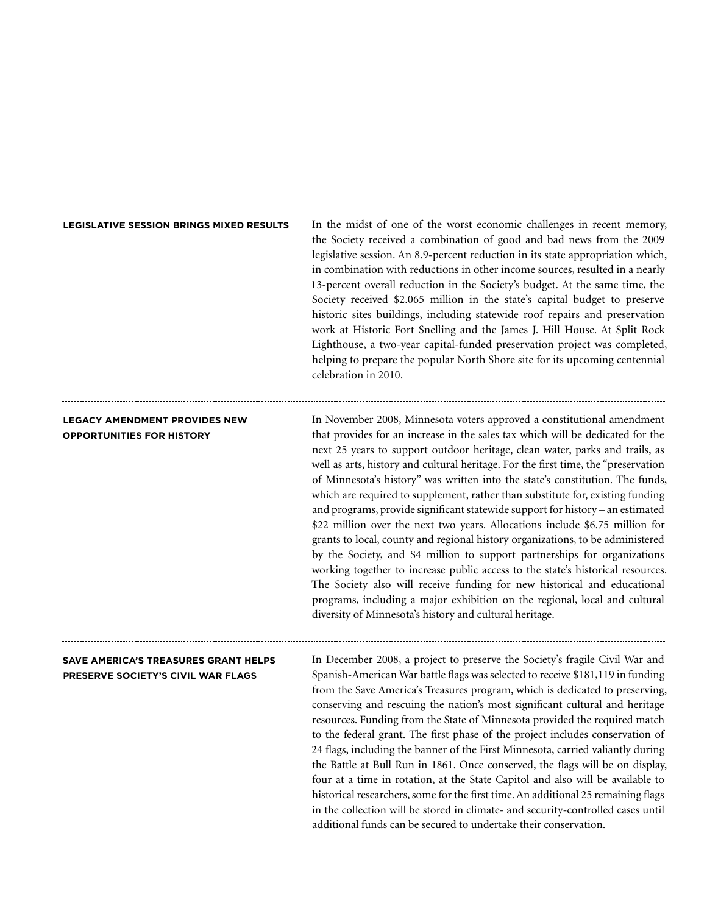## LEGISLATIVE SESSION BRINGS MIXED RESULTS

In the midst of one of the worst economic challenges in recent memory, the Society received a combination of good and bad news from the 2009 legislative session. An 8.9-percent reduction in its state appropriation which, in combination with reductions in other income sources, resulted in a nearly 13-percent overall reduction in the Society's budget. At the same time, the Society received $2.065 million in the state's capital budget to preserve historic sites buildings, including statewide roof repairs and preservation work at Historic Fort Snelling and the James J. Hill House. At Split Rock Lighthouse, a two-year capital-funded preservation project was completed, helping to prepare the popular North Shore site for its upcoming centennial celebration in 2010.

---

## LEGACY AMENDMENT PROVIDES NEW OPPORTUNITIES FOR HISTORY

In November 2008, Minnesota voters approved a constitutional amendment that provides for an increase in the sales tax which will be dedicated for the next 25 years to support outdoor heritage, clean water, parks and trails, as well as arts, history and cultural heritage. For the first time, the "preservation of Minnesota's history" was written into the state's constitution. The funds, which are required to supplement, rather than substitute for, existing funding and programs, provide significant statewide support for history – an estimated $22 million over the next two years. Allocations include $6.75 million for grants to local, county and regional history organizations, to be administered by the Society, and $4 million to support partnerships for organizations working together to increase public access to the state's historical resources. The Society also will receive funding for new historical and educational programs, including a major exhibition on the regional, local and cultural diversity of Minnesota's history and cultural heritage.

---

## SAVE AMERICA'S TREASURES GRANT HELPS PRESERVE SOCIETY'S CIVIL WAR FLAGS

In December 2008, a project to preserve the Society's fragile Civil War and Spanish-American War battle flags was selected to receive $181,119 in funding from the Save America's Treasures program, which is dedicated to preserving, conserving and rescuing the nation's most significant cultural and heritage resources. Funding from the State of Minnesota provided the required match to the federal grant. The first phase of the project includes conservation of 24 flags, including the banner of the First Minnesota, carried valiantly during the Battle at Bull Run in 1861. Once conserved, the flags will be on display, four at a time in rotation, at the State Capitol and also will be available to historical researchers, some for the first time. An additional 25 remaining flags in the collection will be stored in climate- and security-controlled cases until additional funds can be secured to undertake their conservation.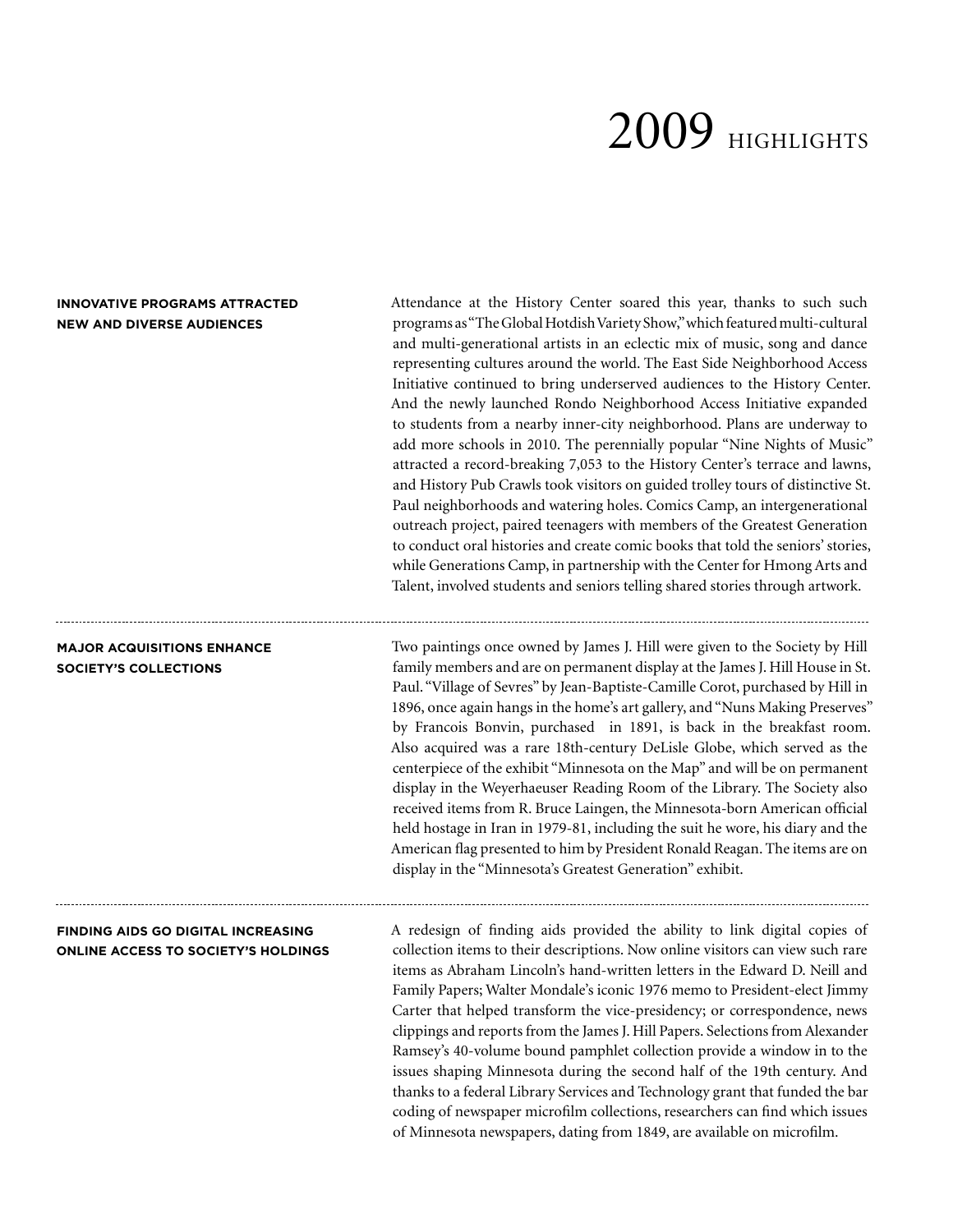# 2009 HIGHLIGHTS

**INNOVATIVE PROGRAMS ATTRACTED NEW AND DIVERSE AUDIENCES**

Attendance at the History Center soared this year, thanks to such such programs as "The Global Hotdish Variety Show," which featured multi-cultural and multi-generational artists in an eclectic mix of music, song and dance representing cultures around the world. The East Side Neighborhood Access Initiative continued to bring underserved audiences to the History Center. And the newly launched Rondo Neighborhood Access Initiative expanded to students from a nearby inner-city neighborhood. Plans are underway to add more schools in 2010. The perennially popular "Nine Nights of Music" attracted a record-breaking 7,053 to the History Center's terrace and lawns, and History Pub Crawls took visitors on guided trolley tours of distinctive St. Paul neighborhoods and watering holes. Comics Camp, an intergenerational outreach project, paired teenagers with members of the Greatest Generation to conduct oral histories and create comic books that told the seniors' stories, while Generations Camp, in partnership with the Center for Hmong Arts and Talent, involved students and seniors telling shared stories through artwork.

---

**MAJOR ACQUISITIONS ENHANCE SOCIETY'S COLLECTIONS**

Two paintings once owned by James J. Hill were given to the Society by Hill family members and are on permanent display at the James J. Hill House in St. Paul. "Village of Sevres" by Jean-Baptiste-Camille Corot, purchased by Hill in 1896, once again hangs in the home's art gallery, and "Nuns Making Preserves" by Francois Bonvin, purchased in 1891, is back in the breakfast room. Also acquired was a rare 18th-century DeLisle Globe, which served as the centerpiece of the exhibit "Minnesota on the Map" and will be on permanent display in the Weyerhaeuser Reading Room of the Library. The Society also received items from R. Bruce Laingen, the Minnesota-born American official held hostage in Iran in 1979-81, including the suit he wore, his diary and the American flag presented to him by President Ronald Reagan. The items are on display in the "Minnesota's Greatest Generation" exhibit.

---

**FINDING AIDS GO DIGITAL INCREASING ONLINE ACCESS TO SOCIETY'S HOLDINGS**

A redesign of finding aids provided the ability to link digital copies of collection items to their descriptions. Now online visitors can view such rare items as Abraham Lincoln's hand-written letters in the Edward D. Neill and Family Papers; Walter Mondale's iconic 1976 memo to President-elect Jimmy Carter that helped transform the vice-presidency; or correspondence, news clippings and reports from the James J. Hill Papers. Selections from Alexander Ramsey's 40-volume bound pamphlet collection provide a window in to the issues shaping Minnesota during the second half of the 19th century. And thanks to a federal Library Services and Technology grant that funded the bar coding of newspaper microfilm collections, researchers can find which issues of Minnesota newspapers, dating from 1849, are available on microfilm.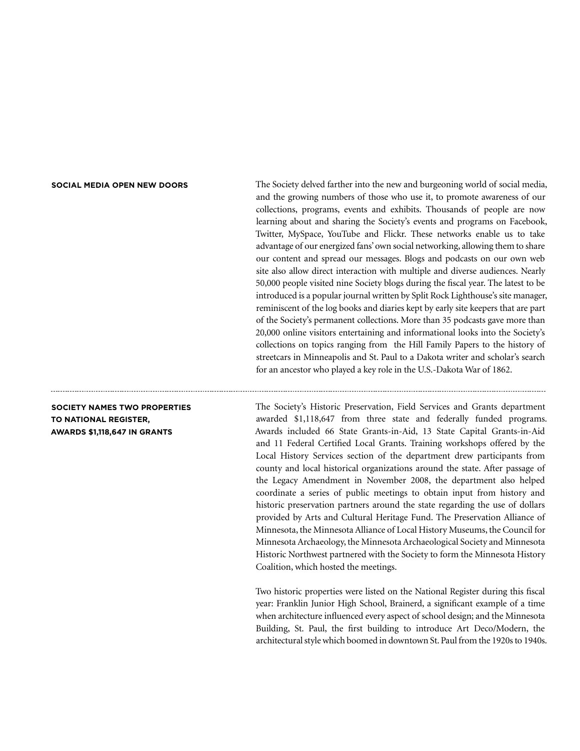## SOCIAL MEDIA OPEN NEW DOORS

The Society delved farther into the new and burgeoning world of social media, and the growing numbers of those who use it, to promote awareness of our collections, programs, events and exhibits. Thousands of people are now learning about and sharing the Society's events and programs on Facebook, Twitter, MySpace, YouTube and Flickr. These networks enable us to take advantage of our energized fans' own social networking, allowing them to share our content and spread our messages. Blogs and podcasts on our own web site also allow direct interaction with multiple and diverse audiences. Nearly 50,000 people visited nine Society blogs during the fiscal year. The latest to be introduced is a popular journal written by Split Rock Lighthouse's site manager, reminiscent of the log books and diaries kept by early site keepers that are part of the Society's permanent collections. More than 35 podcasts gave more than 20,000 online visitors entertaining and informational looks into the Society's collections on topics ranging from the Hill Family Papers to the history of streetcars in Minneapolis and St. Paul to a Dakota writer and scholar's search for an ancestor who played a key role in the U.S.-Dakota War of 1862.

---

## SOCIETY NAMES TWO PROPERTIES TO NATIONAL REGISTER, AWARDS $1,118,647 IN GRANTS

The Society's Historic Preservation, Field Services and Grants department awarded $1,118,647 from three state and federally funded programs. Awards included 66 State Grants-in-Aid, 13 State Capital Grants-in-Aid and 11 Federal Certified Local Grants. Training workshops offered by the Local History Services section of the department drew participants from county and local historical organizations around the state. After passage of the Legacy Amendment in November 2008, the department also helped coordinate a series of public meetings to obtain input from history and historic preservation partners around the state regarding the use of dollars provided by Arts and Cultural Heritage Fund. The Preservation Alliance of Minnesota, the Minnesota Alliance of Local History Museums, the Council for Minnesota Archaeology, the Minnesota Archaeological Society and Minnesota Historic Northwest partnered with the Society to form the Minnesota History Coalition, which hosted the meetings.

Two historic properties were listed on the National Register during this fiscal year: Franklin Junior High School, Brainerd, a significant example of a time when architecture influenced every aspect of school design; and the Minnesota Building, St. Paul, the first building to introduce Art Deco/Modern, the architectural style which boomed in downtown St. Paul from the 1920s to 1940s.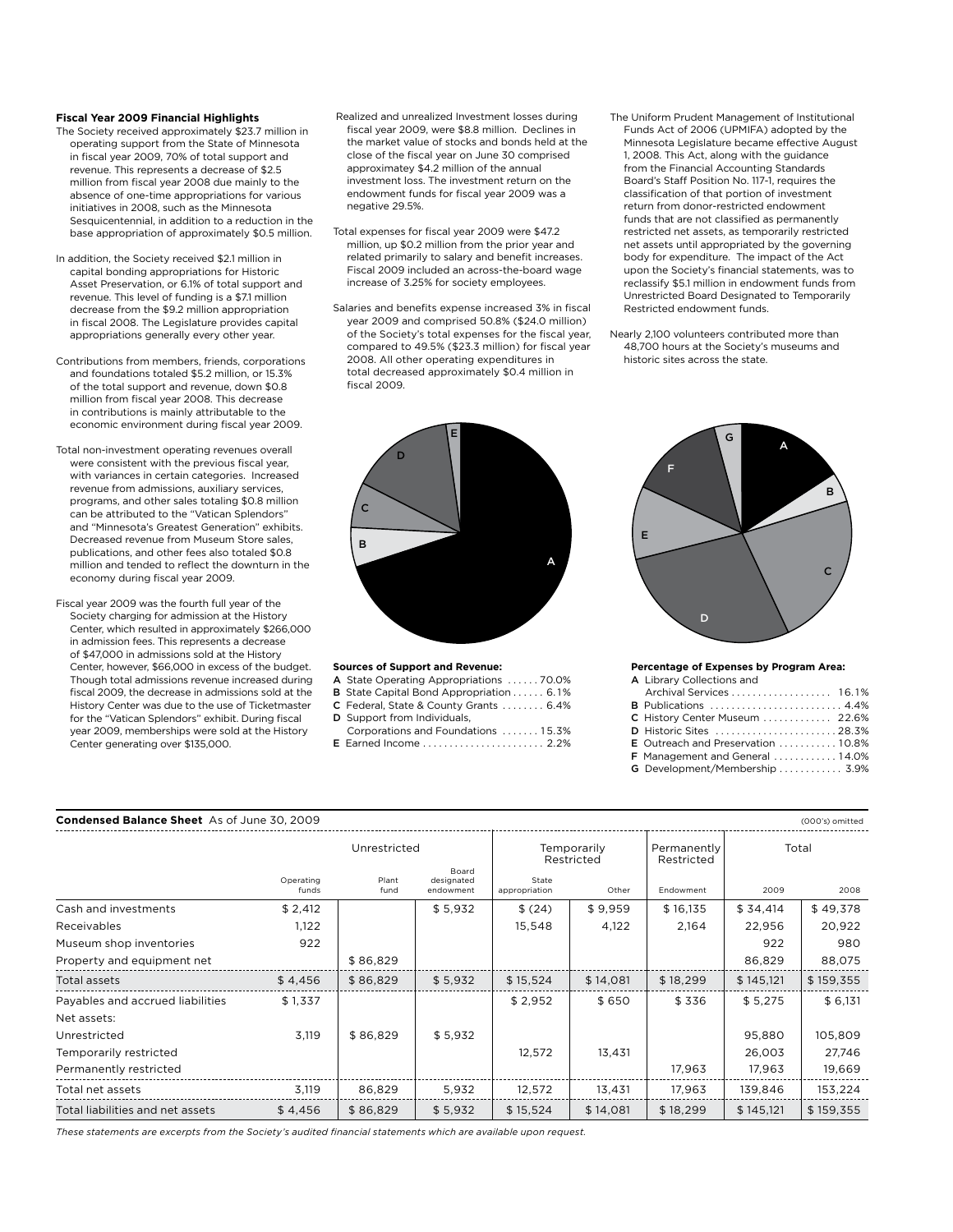### Fiscal Year 2009 Financial Highlights

The Society received approximately $23.7 million in operating support from the State of Minnesota in fiscal year 2009, 70% of total support and revenue. This represents a decrease of $2.5 million from fiscal year 2008 due mainly to the absence of one-time appropriations for various initiatives in 2008, such as the Minnesota Sesquicentennial, in addition to a reduction in the base appropriation of approximately $0.5 million.

In addition, the Society received $2.1 million in capital bonding appropriations for Historic Asset Preservation, or 6.1% of total support and revenue. This level of funding is a $7.1 million decrease from the $9.2 million appropriation in fiscal 2008. The Legislature provides capital appropriations generally every other year.

Contributions from members, friends, corporations and foundations totaled $5.2 million, or 15.3% of the total support and revenue, down $0.8 million from fiscal year 2008. This decrease in contributions is mainly attributable to the economic environment during fiscal year 2009.

Total non-investment operating revenues overall were consistent with the previous fiscal year, with variances in certain categories. Increased revenue from admissions, auxiliary services, programs, and other sales totaling $0.8 million can be attributed to the "Vatican Splendors" and "Minnesota's Greatest Generation" exhibits. Decreased revenue from Museum Store sales, publications, and other fees also totaled $0.8 million and tended to reflect the downturn in the economy during fiscal year 2009.

Fiscal year 2009 was the fourth full year of the Society charging for admission at the History Center, which resulted in approximately $266,000 in admission fees. This represents a decrease of $47,000 in admissions sold at the History Center, however, $66,000 in excess of the budget. Though total admissions revenue increased during fiscal 2009, the decrease in admissions sold at the History Center was due to the use of Ticketmaster for the "Vatican Splendors" exhibit. During fiscal year 2009, memberships were sold at the History Center generating over $135,000.

Realized and unrealized Investment losses during fiscal year 2009, were $8.8 million. Declines in the market value of stocks and bonds held at the close of the fiscal year on June 30 comprised approximately $4.2 million of the annual investment loss. The investment return on the endowment funds for fiscal year 2009 was a negative 29.5%.

Total expenses for fiscal year 2009 were $47.2 million, up $0.2 million from the prior year and related primarily to salary and benefit increases. Fiscal 2009 included an across-the-board wage increase of 3.25% for society employees.

Salaries and benefits expense increased 3% in fiscal year 2009 and comprised 50.8% ($24.0 million) of the Society's total expenses for the fiscal year, compared to 49.5% ($23.3 million) for fiscal year 2008. All other operating expenditures in total decreased approximately $0.4 million in fiscal 2009.

The Uniform Prudent Management of Institutional Funds Act of 2006 (UPMIFA) adopted by the Minnesota Legislature became effective August 1, 2008. This Act, along with the guidance from the Financial Accounting Standards Board's Staff Position No. 117-1, requires the classification of that portion of investment return from donor-restricted endowment funds that are not classified as permanently restricted net assets, as temporarily restricted net assets until appropriated by the governing body for expenditure. The impact of the Act upon the Society's financial statements, was to reclassify $5.1 million in endowment funds from Unrestricted Board Designated to Temporarily Restricted endowment funds.

Nearly 2,100 volunteers contributed more than 48,700 hours at the Society's museums and historic sites across the state.

**Sources of Support and Revenue:**

- **A** State Operating Appropriations . . . . . . 70.0%
- **B** State Capital Bond Appropriation . . . . . . 6.1%
- **C** Federal, State & County Grants . . . . . . . . 6.4%
- **D** Support from Individuals, Corporations and Foundations . . . . . . . 15.3%
- **E** Earned Income . . . . . . . . . . . . . . . . . . . . . . . 2.2%

**Percentage of Expenses by Program Area:**

- **A** Library Collections and Archival Services . . . . . . . . . . . . . . . . . . 16.1%
- **B** Publications . . . . . . . . . . . . . . . . . . . . . . . . . 4.4%
- **C** History Center Museum . . . . . . . . . . . . . 22.6%
- **D** Historic Sites . . . . . . . . . . . . . . . . . . . . . . . 28.3%
- **E** Outreach and Preservation . . . . . . . . . . . 10.8%
- **F** Management and General . . . . . . . . . . . . 14.0%
- **G** Development/Membership . . . . . . . . . . . . 3.9%

**Condensed Balance Sheet** As of June 30, 2009 (000's omitted)

| | Unrestricted | | | Temporarily Restricted | | Permanently Restricted | Total | |
|---|---|---|---|---|---|---|---|---|
| | Operating funds | Plant fund | Board designated endowment | State appropriation | Other | Endowment | 2009 | 2008 |
| Cash and investments | $ 2,412 | | $ 5,932 | $ (24) | $ 9,959 | $ 16,135 | $ 34,414 | $ 49,378 |
| Receivables | 1,122 | | | 15,548 | 4,122 | 2,164 | 22,956 | 20,922 |
| Museum shop inventories | 922 | | | | | | 922 | 980 |
| Property and equipment net | | $ 86,829 | | | | | 86,829 | 88,075 |
| Total assets | $ 4,456 | $ 86,829 | $ 5,932 | $ 15,524 | $ 14,081 | $ 18,299 | $ 145,121 | $ 159,355 |
| Payables and accrued liabilities | $ 1,337 | | | $ 2,952 | $ 650 | $ 336 | $ 5,275 | $ 6,131 |
| Net assets: | | | | | | | | |
| Unrestricted | 3,119 | $ 86,829 | $ 5,932 | | | | 95,880 | 105,809 |
| Temporarily restricted | | | | 12,572 | 13,431 | | 26,003 | 27,746 |
| Permanently restricted | | | | | | 17,963 | 17,963 | 19,669 |
| Total net assets | 3,119 | 86,829 | 5,932 | 12,572 | 13,431 | 17,963 | 139,846 | 153,224 |
| Total liabilities and net assets | $ 4,456 | $ 86,829 | $ 5,932 | $ 15,524 | $ 14,081 | $ 18,299 | $ 145,121 | $ 159,355 |

*These statements are excerpts from the Society's audited financial statements which are available upon request.*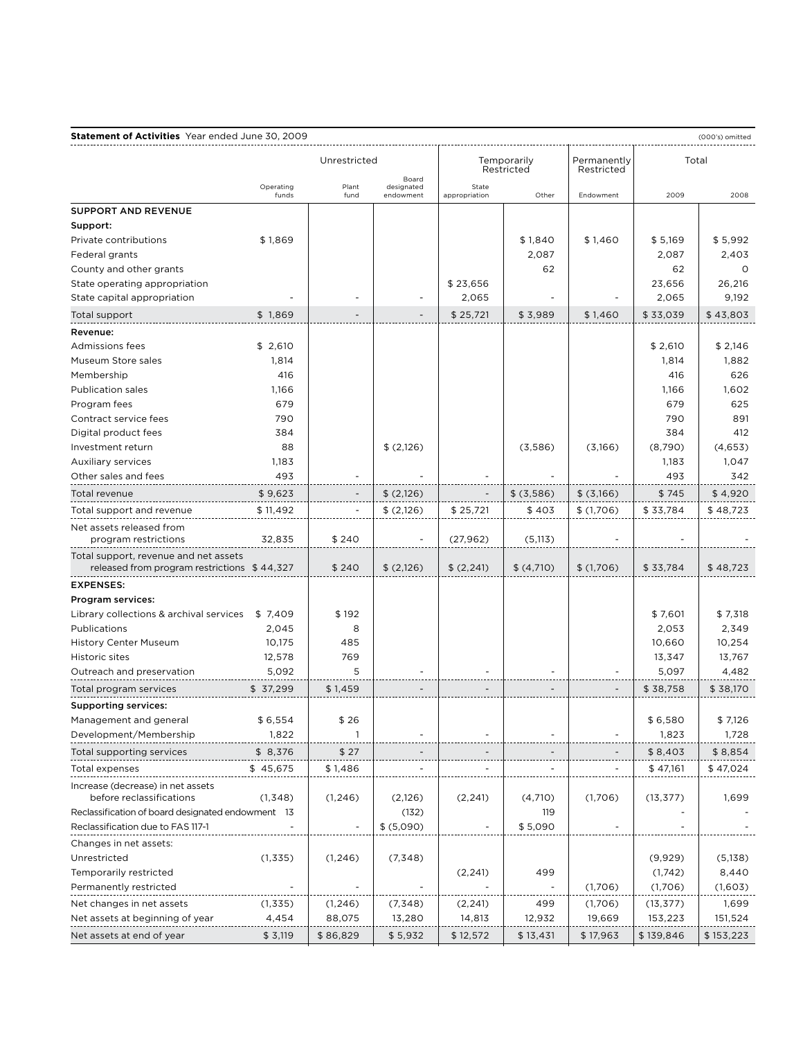**Statement of Activities** Year ended June 30, 2009 (000's omitted)

| | Unrestricted | | | Temporarily Restricted | | Permanently Restricted | Total | |
|---|---|---|---|---|---|---|---|---|
| | Operating funds | Plant fund | Board designated endowment | State appropriation | Other | Endowment | 2009 | 2008 |
| **SUPPORT AND REVENUE** | | | | | | | | |
| **Support:** | | | | | | | | |
| Private contributions | $ 1,869 | | | | $ 1,840 | $ 1,460 | $ 5,169 | $ 5,992 |
| Federal grants | | | | | 2,087 | | 2,087 | 2,403 |
| County and other grants | | | | | 62 | | 62 | 0 |
| State operating appropriation | | | | $ 23,656 | | | 23,656 | 26,216 |
| State capital appropriation | - | - | - | 2,065 | - | - | 2,065 | 9,192 |
| Total support | $ 1,869 | - | - | $ 25,721 | $ 3,989 | $ 1,460 | $ 33,039 | $ 43,803 |
| **Revenue:** | | | | | | | | |
| Admissions fees | $ 2,610 | | | | | | $ 2,610 | $ 2,146 |
| Museum Store sales | 1,814 | | | | | | 1,814 | 1,882 |
| Membership | 416 | | | | | | 416 | 626 |
| Publication sales | 1,166 | | | | | | 1,166 | 1,602 |
| Program fees | 679 | | | | | | 679 | 625 |
| Contract service fees | 790 | | | | | | 790 | 891 |
| Digital product fees | 384 | | | | | | 384 | 412 |
| Investment return | 88 | | $ (2,126) | | (3,586) | (3,166) | (8,790) | (4,653) |
| Auxiliary services | 1,183 | | | | | | 1,183 | 1,047 |
| Other sales and fees | 493 | - | - | - | - | - | 493 | 342 |
| Total revenue | $ 9,623 | - | $ (2,126) | - | $ (3,586) | $ (3,166) | $ 745 | $ 4,920 |
| Total support and revenue | $ 11,492 | - | $ (2,126) | $ 25,721 | $ 403 | $ (1,706) | $ 33,784 | $ 48,723 |
| Net assets released from program restrictions | 32,835 | $ 240 | - | (27,962) | (5,113) | - | - | - |
| Total support, revenue and net assets released from program restrictions | $ 44,327 | $ 240 | $ (2,126) | $ (2,241) | $ (4,710) | $ (1,706) | $ 33,784 | $ 48,723 |
| **EXPENSES:** | | | | | | | | |
| **Program services:** | | | | | | | | |
| Library collections & archival services | $ 7,409 | $ 192 | | | | | $ 7,601 | $ 7,318 |
| Publications | 2,045 | 8 | | | | | 2,053 | 2,349 |
| History Center Museum | 10,175 | 485 | | | | | 10,660 | 10,254 |
| Historic sites | 12,578 | 769 | | | | | 13,347 | 13,767 |
| Outreach and preservation | 5,092 | 5 | - | - | - | - | 5,097 | 4,482 |
| Total program services | $ 37,299 | $ 1,459 | - | - | - | - | $ 38,758 | $ 38,170 |
| **Supporting services:** | | | | | | | | |
| Management and general | $ 6,554 | $ 26 | | | | | $ 6,580 | $ 7,126 |
| Development/Membership | 1,822 | 1 | - | - | - | - | 1,823 | 1,728 |
| Total supporting services | $ 8,376 | $ 27 | - | - | - | - | $ 8,403 | $ 8,854 |
| Total expenses | $ 45,675 | $ 1,486 | - | - | - | - | $ 47,161 | $ 47,024 |
| Increase (decrease) in net assets before reclassifications | (1,348) | (1,246) | (2,126) | (2,241) | (4,710) | (1,706) | (13,377) | 1,699 |
| Reclassification of board designated endowment | 13 | | (132) | | 119 | | - | - |
| Reclassification due to FAS 117-1 | - | - | $ (5,090) | - | $ 5,090 | - | - | - |
| Changes in net assets: | | | | | | | | |
| Unrestricted | (1,335) | (1,246) | (7,348) | | | | (9,929) | (5,138) |
| Temporarily restricted | | | | (2,241) | 499 | | (1,742) | 8,440 |
| Permanently restricted | - | - | - | - | - | (1,706) | (1,706) | (1,603) |
| Net changes in net assets | (1,335) | (1,246) | (7,348) | (2,241) | 499 | (1,706) | (13,377) | 1,699 |
| Net assets at beginning of year | 4,454 | 88,075 | 13,280 | 14,813 | 12,932 | 19,669 | 153,223 | 151,524 |
| Net assets at end of year | $ 3,119 | $ 86,829 | $ 5,932 | $ 12,572 | $ 13,431 | $ 17,963 | $ 139,846 | $ 153,223 |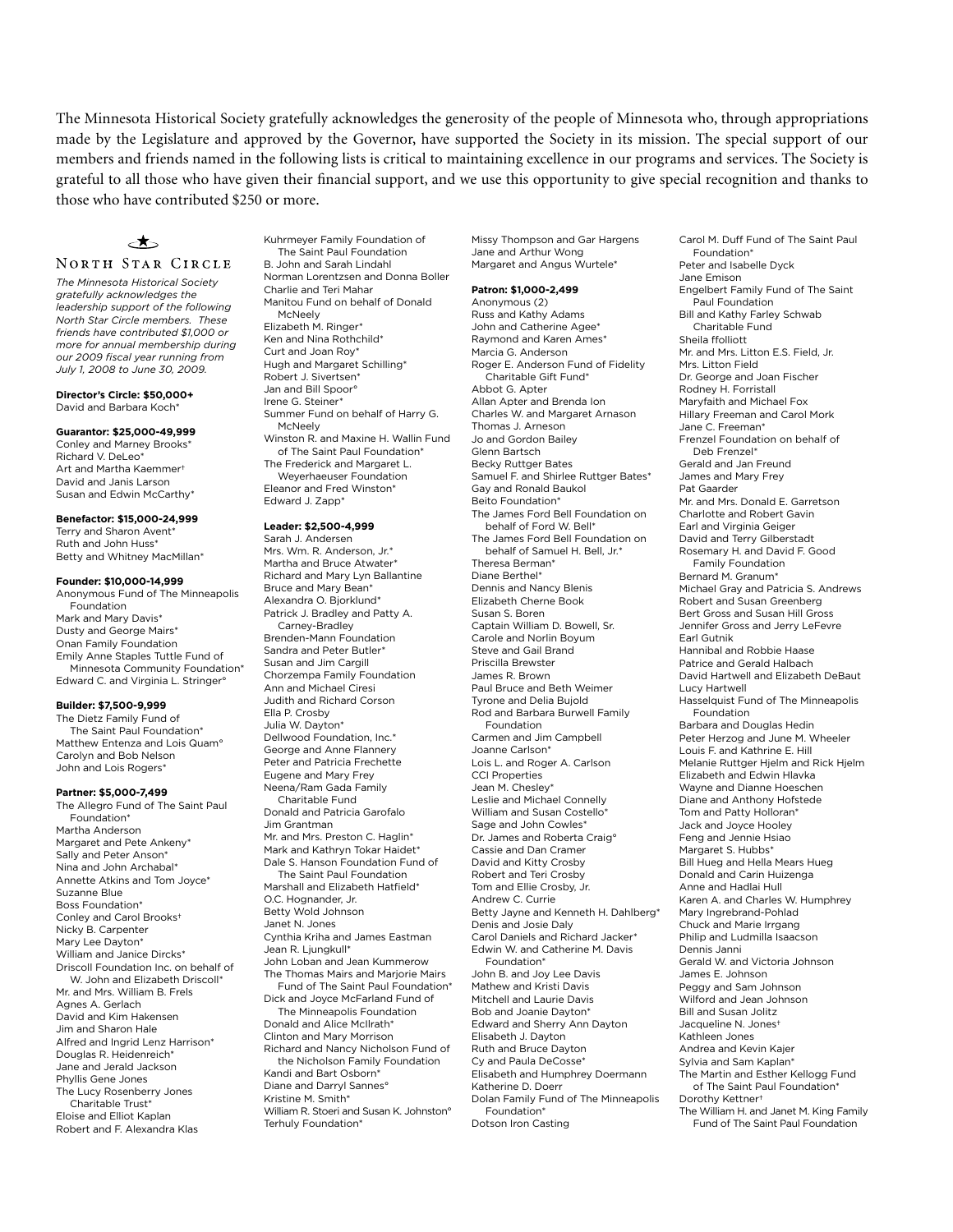The Minnesota Historical Society gratefully acknowledges the generosity of the people of Minnesota who, through appropriations made by the Legislature and approved by the Governor, have supported the Society in its mission. The special support of our members and friends named in the following lists is critical to maintaining excellence in our programs and services. The Society is grateful to all those who have given their financial support, and we use this opportunity to give special recognition and thanks to those who have contributed $250 or more.

## North Star Circle

*The Minnesota Historical Society gratefully acknowledges the leadership support of the following North Star Circle members. These friends have contributed $1,000 or more for annual membership during our 2009 fiscal year running from July 1, 2008 to June 30, 2009.*

**Director's Circle: $50,000+**

David and Barbara Koch*

**Guarantor: $25,000-49,999**

Conley and Marney Brooks*
Richard V. DeLeo*
Art and Martha Kaemmer†
David and Janis Larson
Susan and Edwin McCarthy*

**Benefactor: $15,000-24,999**

Terry and Sharon Avent*
Ruth and John Huss*
Betty and Whitney MacMillan*

**Founder: $10,000-14,999**

Anonymous Fund of The Minneapolis Foundation
Mark and Mary Davis*
Dusty and George Mairs*
Onan Family Foundation
Emily Anne Staples Tuttle Fund of Minnesota Community Foundation*
Edward C. and Virginia L. Stringer°

**Builder: $7,500-9,999**

The Dietz Family Fund of The Saint Paul Foundation*
Matthew Entenza and Lois Quam°
Carolyn and Bob Nelson
John and Lois Rogers*

**Partner: $5,000-7,499**

The Allegro Fund of The Saint Paul Foundation*
Martha Anderson
Margaret and Pete Ankeny*
Sally and Peter Anson*
Nina and John Archabal*
Annette Atkins and Tom Joyce*
Suzanne Blue
Boss Foundation*
Conley and Carol Brooks†
Nicky B. Carpenter
Mary Lee Dayton*
William and Janice Dircks*
Driscoll Foundation Inc. on behalf of W. John and Elizabeth Driscoll*
Mr. and Mrs. William B. Frels
Agnes A. Gerlach
David and Kim Hakensen
Jim and Sharon Hale
Alfred and Ingrid Lenz Harrison*
Douglas R. Heidenreich*
Jane and Jerald Jackson
Phyllis Gene Jones
The Lucy Rosenberry Jones Charitable Trust*
Eloise and Elliot Kaplan
Robert and F. Alexandra Klas
Kuhrmeyer Family Foundation of The Saint Paul Foundation
B. John and Sarah Lindahl
Norman Lorentzsen and Donna Boller
Charlie and Teri Mahar
Manitou Fund on behalf of Donald McNeely
Elizabeth M. Ringer*
Ken and Nina Rothchild*
Curt and Joan Roy*
Hugh and Margaret Schilling*
Robert J. Sivertsen*
Jan and Bill Spoor°
Irene G. Steiner*
Summer Fund on behalf of Harry G. McNeely
Winston R. and Maxine H. Wallin Fund of The Saint Paul Foundation*
The Frederick and Margaret L. Weyerhaeuser Foundation
Eleanor and Fred Winston*
Edward J. Zapp*

**Leader: $2,500-4,999**

Sarah J. Andersen
Mrs. Wm. R. Anderson, Jr.*
Martha and Bruce Atwater*
Richard and Mary Lyn Ballantine
Bruce and Mary Bean*
Alexandra O. Bjorklund*
Patrick J. Bradley and Patty A. Carney-Bradley
Brenden-Mann Foundation
Sandra and Peter Butler*
Susan and Jim Cargill
Chorzempa Family Foundation
Ann and Michael Ciresi
Judith and Richard Corson
Ella P. Crosby
Julia W. Dayton*
Dellwood Foundation, Inc.*
George and Anne Flannery
Peter and Patricia Frechette
Eugene and Mary Frey
Neena/Ram Gada Family Charitable Fund
Donald and Patricia Garofalo
Jim Grantman
Mr. and Mrs. Preston C. Haglin*
Mark and Kathryn Tokar Haidet*
Dale S. Hanson Foundation Fund of The Saint Paul Foundation
Marshall and Elizabeth Hatfield*
O.C. Hognander, Jr.
Betty Wold Johnson
Janet N. Jones
Cynthia Kriha and James Eastman
Jean R. Ljungkull*
John Loban and Jean Kummerow
The Thomas Mairs and Marjorie Mairs Fund of The Saint Paul Foundation*
Dick and Joyce McFarland Fund of The Minneapolis Foundation
Donald and Alice McIlrath*
Clinton and Mary Morrison
Richard and Nancy Nicholson Fund of the Nicholson Family Foundation
Kandi and Bart Osborn*
Diane and Darryl Sannes°
Kristine M. Smith*
William R. Stoeri and Susan K. Johnston°
Terhuly Foundation*
Missy Thompson and Gar Hargens
Jane and Arthur Wong
Margaret and Angus Wurtele*

**Patron: $1,000-2,499**

Anonymous (2)
Russ and Kathy Adams
John and Catherine Agee*
Raymond and Karen Ames*
Marcia G. Anderson
Roger E. Anderson Fund of Fidelity Charitable Gift Fund*
Abbot G. Apter
Allan Apter and Brenda Ion
Charles W. and Margaret Arnason
Thomas J. Arneson
Jo and Gordon Bailey
Glenn Bartsch
Becky Ruttger Bates
Samuel F. and Shirlee Ruttger Bates*
Gay and Ronald Baukol
Beito Foundation*
The James Ford Bell Foundation on behalf of Ford W. Bell*
The James Ford Bell Foundation on behalf of Samuel H. Bell, Jr.*
Theresa Berman*
Diane Berthel*
Dennis and Nancy Blenis
Elizabeth Cherne Book
Susan S. Boren
Captain William D. Bowell, Sr.
Carole and Norlin Boyum
Steve and Gail Brand
Priscilla Brewster
James R. Brown
Paul Bruce and Beth Weimer
Tyrone and Delia Bujold
Rod and Barbara Burwell Family Foundation
Carmen and Jim Campbell
Joanne Carlson*
Lois L. and Roger A. Carlson
CCI Properties
Jean M. Chesley*
Leslie and Michael Connelly
William and Susan Costello*
Sage and John Cowles*
Dr. James and Roberta Craig°
Cassie and Dan Cramer
David and Kitty Crosby
Robert and Teri Crosby
Tom and Ellie Crosby, Jr.
Andrew C. Currie
Betty Jayne and Kenneth H. Dahlberg*
Denis and Josie Daly
Carol Daniels and Richard Jacker*
Edwin W. and Catherine M. Davis Foundation*
John B. and Joy Lee Davis
Mathew and Kristi Davis
Mitchell and Laurie Davis
Bob and Joanie Dayton*
Edward and Sherry Ann Dayton
Elisabeth J. Dayton
Ruth and Bruce Dayton
Cy and Paula DeCosse*
Elisabeth and Humphrey Doermann
Katherine D. Doerr
Dolan Family Fund of The Minneapolis Foundation*
Dotson Iron Casting
Carol M. Duff Fund of The Saint Paul Foundation*
Peter and Isabelle Dyck
Jane Emison
Engelbert Family Fund of The Saint Paul Foundation
Bill and Kathy Farley Schwab Charitable Fund
Sheila ffolliott
Mr. and Mrs. Litton E.S. Field, Jr.
Mrs. Litton Field
Dr. George and Joan Fischer
Rodney H. Forristall
Maryfaith and Michael Fox
Hillary Freeman and Carol Mork
Jane C. Freeman*
Frenzel Foundation on behalf of Deb Frenzel*
Gerald and Jan Freund
James and Mary Frey
Pat Gaarder
Mr. and Mrs. Donald E. Garretson
Charlotte and Robert Gavin
Earl and Virginia Geiger
David and Terry Gilberstadt
Rosemary H. and David F. Good Family Foundation
Bernard M. Granum*
Michael Gray and Patricia S. Andrews
Robert and Susan Greenberg
Bert Gross and Susan Hill Gross
Jennifer Gross and Jerry LeFevre
Earl Gutnik
Hannibal and Robbie Haase
Patrice and Gerald Halbach
David Hartwell and Elizabeth DeBaut
Lucy Hartwell
Hasselquist Fund of The Minneapolis Foundation
Barbara and Douglas Hedin
Peter Herzog and June M. Wheeler
Louis F. and Kathrine E. Hill
Melanie Ruttger Hjelm and Rick Hjelm
Elizabeth and Edwin Hlavka
Wayne and Dianne Hoeschen
Diane and Anthony Hofstede
Tom and Patty Holloran*
Jack and Joyce Hooley
Feng and Jennie Hsiao
Margaret S. Hubbs*
Bill Hueg and Hella Mears Hueg
Donald and Carin Huizenga
Anne and Hadlai Hull
Karen A. and Charles W. Humphrey
Mary Ingrebrand-Pohlad
Chuck and Marie Irrgang
Philip and Ludmilla Isaacson
Dennis Janni
Gerald W. and Victoria Johnson
James E. Johnson
Peggy and Sam Johnson
Wilford and Jean Johnson
Bill and Susan Jolitz
Jacqueline N. Jones†
Kathleen Jones
Andrea and Kevin Kajer
Sylvia and Sam Kaplan*
The Martin and Esther Kellogg Fund of The Saint Paul Foundation*
Dorothy Kettner†
The William H. and Janet M. King Family Fund of The Saint Paul Foundation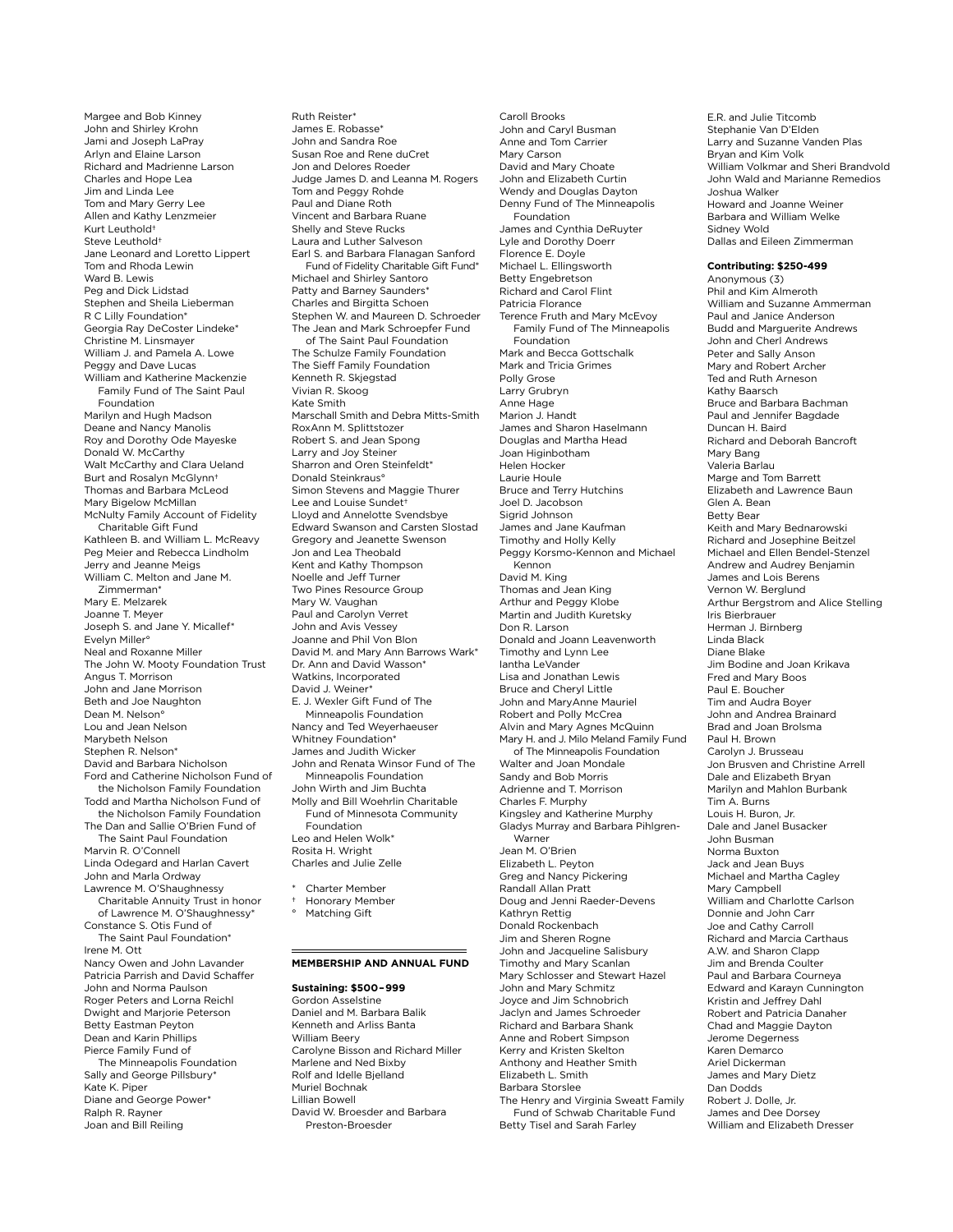Margee and Bob Kinney
John and Shirley Krohn
Jami and Joseph LaPray
Arlyn and Elaine Larson
Richard and Madrienne Larson
Charles and Hope Lea
Jim and Linda Lee
Tom and Mary Gerry Lee
Allen and Kathy Lenzmeier
Kurt Leuthold†
Steve Leuthold†
Jane Leonard and Loretto Lippert
Tom and Rhoda Lewin
Ward B. Lewis
Peg and Dick Lidstad
Stephen and Sheila Lieberman
R C Lilly Foundation*
Georgia Ray DeCoster Lindeke*
Christine M. Linsmayer
William J. and Pamela A. Lowe
Peggy and Dave Lucas
William and Katherine Mackenzie Family Fund of The Saint Paul Foundation
Marilyn and Hugh Madson
Deane and Nancy Manolis
Roy and Dorothy Ode Mayeske
Donald W. McCarthy
Walt McCarthy and Clara Ueland
Burt and Rosalyn McGlynn†
Thomas and Barbara McLeod
Mary Bigelow McMillan
McNulty Family Account of Fidelity Charitable Gift Fund
Kathleen B. and William L. McReavy
Peg Meier and Rebecca Lindholm
Jerry and Jeanne Meigs
William C. Melton and Jane M. Zimmerman*
Mary E. Melzarek
Joanne T. Meyer
Joseph S. and Jane Y. Micallef*
Evelyn Miller°
Neal and Roxanne Miller
The John W. Mooty Foundation Trust
Angus T. Morrison
John and Jane Morrison
Beth and Joe Naughton
Dean M. Nelson°
Lou and Jean Nelson
Marybeth Nelson
Stephen R. Nelson*
David and Barbara Nicholson
Ford and Catherine Nicholson Fund of the Nicholson Family Foundation
Todd and Martha Nicholson Fund of the Nicholson Family Foundation
The Dan and Sallie O'Brien Fund of The Saint Paul Foundation
Marvin R. O'Connell
Linda Odegard and Harlan Cavert
John and Marla Ordway
Lawrence M. O'Shaughnessy Charitable Annuity Trust in honor of Lawrence M. O'Shaughnessy*
Constance S. Otis Fund of The Saint Paul Foundation*
Irene M. Ott
Nancy Owen and John Lavander
Patricia Parrish and David Schaffer
John and Norma Paulson
Roger Peters and Lorna Reichl
Dwight and Marjorie Peterson
Betty Eastman Peyton
Dean and Karin Phillips
Pierce Family Fund of The Minneapolis Foundation
Sally and George Pillsbury*
Kate K. Piper
Diane and George Power*
Ralph R. Rayner
Joan and Bill Reiling
Ruth Reister*
James E. Robasse*
John and Sandra Roe
Susan Roe and Rene duCret
Jon and Delores Roeder
Judge James D. and Leanna M. Rogers
Tom and Peggy Rohde
Paul and Diane Roth
Vincent and Barbara Ruane
Shelly and Steve Rucks
Laura and Luther Salveson
Earl S. and Barbara Flanagan Sanford Fund of Fidelity Charitable Gift Fund*
Michael and Shirley Santoro
Patty and Barney Saunders*
Charles and Birgitta Schoen
Stephen W. and Maureen D. Schroeder
The Jean and Mark Schroepfer Fund of The Saint Paul Foundation
The Schulze Family Foundation
The Sieff Family Foundation
Kenneth R. Skjegstad
Vivian R. Skoog
Kate Smith
Marschall Smith and Debra Mitts-Smith
RoxAnn M. Splittstozer
Robert S. and Jean Spong
Larry and Joy Steiner
Sharron and Oren Steinfeldt*
Donald Steinkraus°
Simon Stevens and Maggie Thurer
Lee and Louise Sundet†
Lloyd and Annelotte Svendsbye
Edward Swanson and Carsten Slostad
Gregory and Jeanette Swenson
Jon and Lea Theobald
Kent and Kathy Thompson
Noelle and Jeff Turner
Two Pines Resource Group
Mary W. Vaughan
Paul and Carolyn Verret
John and Avis Vessey
Joanne and Phil Von Blon
David M. and Mary Ann Barrows Wark*
Dr. Ann and David Wasson*
Watkins, Incorporated
David J. Weiner*
E. J. Wexler Gift Fund of The Minneapolis Foundation
Nancy and Ted Weyerhaeuser
Whitney Foundation*
James and Judith Wicker
John and Renata Winsor Fund of The Minneapolis Foundation
John Wirth and Jim Buchta
Molly and Bill Woehrlin Charitable Fund of Minnesota Community Foundation
Leo and Helen Wolk*
Rosita H. Wright
Charles and Julie Zelle

\* Charter Member
† Honorary Member
° Matching Gift

## MEMBERSHIP AND ANNUAL FUND

**Sustaining: $500–999**

Gordon Asselstine
Daniel and M. Barbara Balik
Kenneth and Arliss Banta
William Beery
Carolyne Bisson and Richard Miller
Marlene and Ned Bixby
Rolf and Idelle Bjelland
Muriel Bochnak
Lillian Bowell
David W. Broesder and Barbara Preston-Broesder
Caroll Brooks
John and Caryl Busman
Anne and Tom Carrier
Mary Carson
David and Mary Choate
John and Elizabeth Curtin
Wendy and Douglas Dayton
Denny Fund of The Minneapolis Foundation
James and Cynthia DeRuyter
Lyle and Dorothy Doerr
Florence E. Doyle
Michael L. Ellingsworth
Betty Engebretson
Richard and Carol Flint
Patricia Florance
Terence Fruth and Mary McEvoy Family Fund of The Minneapolis Foundation
Mark and Becca Gottschalk
Mark and Tricia Grimes
Polly Grose
Larry Grubryn
Anne Hage
Marion J. Handt
James and Sharon Haselmann
Douglas and Martha Head
Joan Higinbotham
Helen Hocker
Laurie Houle
Bruce and Terry Hutchins
Joel D. Jacobson
Sigrid Johnson
James and Jane Kaufman
Timothy and Holly Kelly
Peggy Korsmo-Kennon and Michael Kennon
David M. King
Thomas and Jean King
Arthur and Peggy Klobe
Martin and Judith Kuretsky
Don R. Larson
Donald and Joann Leavenworth
Timothy and Lynn Lee
Iantha LeVander
Lisa and Jonathan Lewis
Bruce and Cheryl Little
John and MaryAnne Mauriel
Robert and Polly McCrea
Alvin and Mary Agnes McQuinn
Mary H. and J. Milo Meland Family Fund of The Minneapolis Foundation
Walter and Joan Mondale
Sandy and Bob Morris
Adrienne and T. Morrison
Charles F. Murphy
Kingsley and Katherine Murphy
Gladys Murray and Barbara Pihlgren-Warner
Jean M. O'Brien
Elizabeth L. Peyton
Greg and Nancy Pickering
Randall Allan Pratt
Doug and Jenni Raeder-Devens
Kathryn Rettig
Donald Rockenbach
Jim and Sheren Rogne
John and Jacqueline Salisbury
Timothy and Mary Scanlan
Mary Schlosser and Stewart Hazel
John and Mary Schmitz
Joyce and Jim Schnobrich
Jaclyn and James Schroeder
Richard and Barbara Shank
Anne and Robert Simpson
Kerry and Kristen Skelton
Anthony and Heather Smith
Elizabeth L. Smith
Barbara Storslee
The Henry and Virginia Sweatt Family Fund of Schwab Charitable Fund
Betty Tisel and Sarah Farley
E.R. and Julie Titcomb
Stephanie Van D'Elden
Larry and Suzanne Vanden Plas
Bryan and Kim Volk
William Volkmar and Sheri Brandvold
John Wald and Marianne Remedios
Joshua Walker
Howard and Joanne Weiner
Barbara and William Welke
Sidney Wold
Dallas and Eileen Zimmerman

**Contributing: $250-499**

Anonymous (3)
Phil and Kim Almeroth
William and Suzanne Ammerman
Paul and Janice Anderson
Budd and Marguerite Andrews
John and Cherl Andrews
Peter and Sally Anson
Mary and Robert Archer
Ted and Ruth Arneson
Kathy Baarsch
Bruce and Barbara Bachman
Paul and Jennifer Bagdade
Duncan H. Baird
Richard and Deborah Bancroft
Mary Bang
Valeria Barlau
Marge and Tom Barrett
Elizabeth and Lawrence Baun
Glen A. Bean
Betty Bear
Keith and Mary Bednarowski
Richard and Josephine Beitzel
Michael and Ellen Bendel-Stenzel
Andrew and Audrey Benjamin
James and Lois Berens
Vernon W. Berglund
Arthur Bergstrom and Alice Stelling
Iris Bierbrauer
Herman J. Birnberg
Linda Black
Diane Blake
Jim Bodine and Joan Krikava
Fred and Mary Boos
Paul E. Boucher
Tim and Audra Boyer
John and Andrea Brainard
Brad and Joan Brolsma
Paul H. Brown
Carolyn J. Brusseau
Jon Brusven and Christine Arrell
Dale and Elizabeth Bryan
Marilyn and Mahlon Burbank
Tim A. Burns
Louis H. Buron, Jr.
Dale and Janel Busacker
John Busman
Norma Buxton
Jack and Jean Buys
Michael and Martha Cagley
Mary Campbell
William and Charlotte Carlson
Donnie and John Carr
Joe and Cathy Carroll
Richard and Marcia Carthaus
A.W. and Sharon Clapp
Jim and Brenda Coulter
Paul and Barbara Courneya
Edward and Karayn Cunnington
Kristin and Jeffrey Dahl
Robert and Patricia Danaher
Chad and Maggie Dayton
Jerome Degerness
Karen Demarco
Ariel Dickerman
James and Mary Dietz
Dan Dodds
Robert J. Dolle, Jr.
James and Dee Dorsey
William and Elizabeth Dresser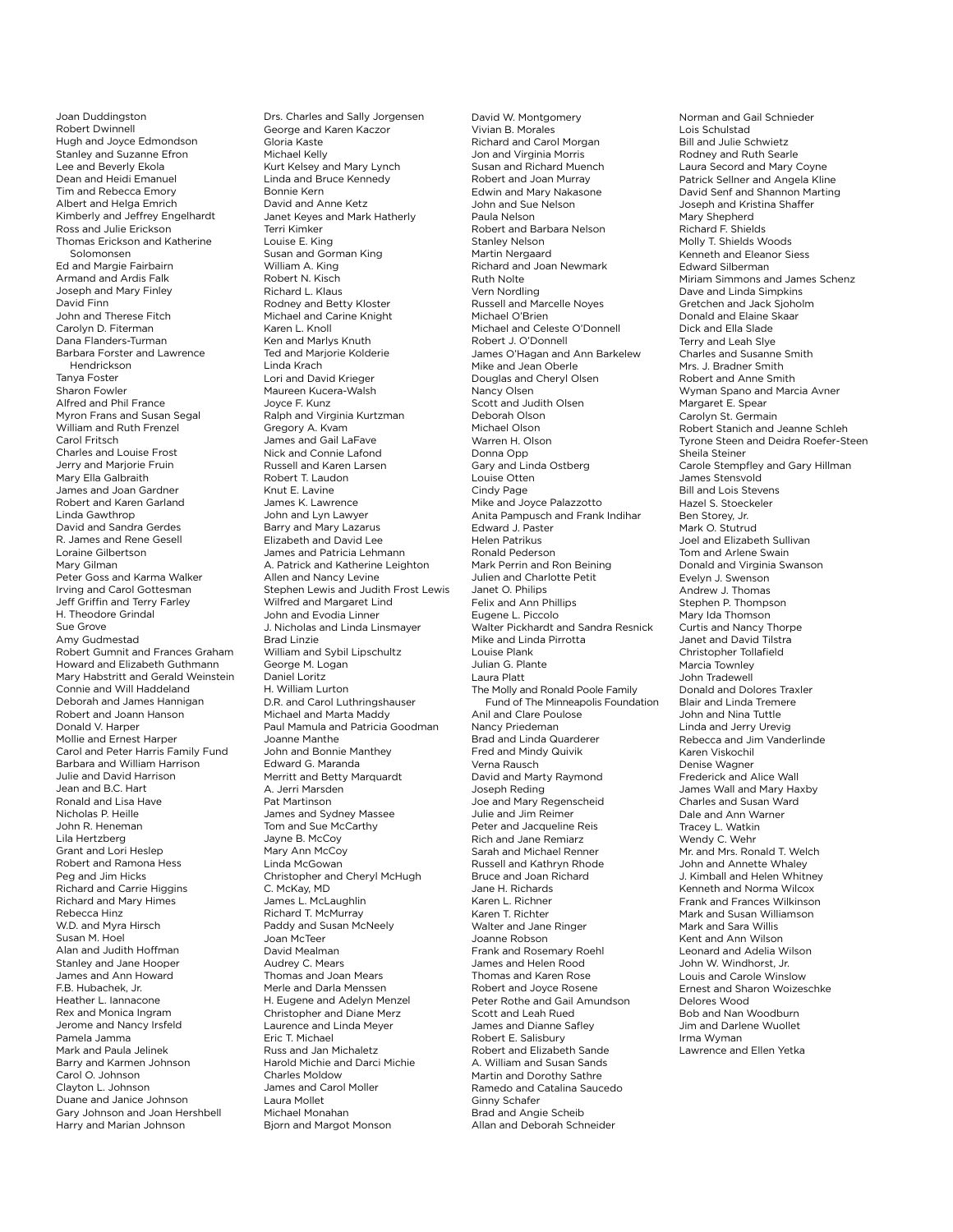Joan Duddingston
Robert Dwinnell
Hugh and Joyce Edmondson
Stanley and Suzanne Efron
Lee and Beverly Ekola
Dean and Heidi Emanuel
Tim and Rebecca Emory
Albert and Helga Emrich
Kimberly and Jeffrey Engelhardt
Ross and Julie Erickson
Thomas Erickson and Katherine Solomonsen
Ed and Margie Fairbairn
Armand and Ardis Falk
Joseph and Mary Finley
David Finn
John and Therese Fitch
Carolyn D. Fiterman
Dana Flanders-Turman
Barbara Forster and Lawrence Hendrickson
Tanya Foster
Sharon Fowler
Alfred and Phil France
Myron Frans and Susan Segal
William and Ruth Frenzel
Carol Fritsch
Charles and Louise Frost
Jerry and Marjorie Fruin
Mary Ella Galbraith
James and Joan Gardner
Robert and Karen Garland
Linda Gawthrop
David and Sandra Gerdes
R. James and Rene Gesell
Loraine Gilbertson
Mary Gilman
Peter Goss and Karma Walker
Irving and Carol Gottesman
Jeff Griffin and Terry Farley
H. Theodore Grindal
Sue Grove
Amy Gudmestad
Robert Gumnit and Frances Graham
Howard and Elizabeth Guthmann
Mary Habstritt and Gerald Weinstein
Connie and Will Haddeland
Deborah and James Hannigan
Robert and Joann Hanson
Donald V. Harper
Mollie and Ernest Harper
Carol and Peter Harris Family Fund
Barbara and William Harrison
Julie and David Harrison
Jean and B.C. Hart
Ronald and Lisa Have
Nicholas P. Heille
John R. Heneman
Lila Hertzberg
Grant and Lori Heslep
Robert and Ramona Hess
Peg and Jim Hicks
Richard and Carrie Higgins
Richard and Mary Himes
Rebecca Hinz
W.D. and Myra Hirsch
Susan M. Hoel
Alan and Judith Hoffman
Stanley and Jane Hooper
James and Ann Howard
F.B. Hubachek, Jr.
Heather L. Iannacone
Rex and Monica Ingram
Jerome and Nancy Irsfeld
Pamela Jamma
Mark and Paula Jelinek
Barry and Karmen Johnson
Carol O. Johnson
Clayton L. Johnson
Duane and Janice Johnson
Gary Johnson and Joan Hershbell
Harry and Marian Johnson

Drs. Charles and Sally Jorgensen
George and Karen Kaczor
Gloria Kaste
Michael Kelly
Kurt Kelsey and Mary Lynch
Linda and Bruce Kennedy
Bonnie Kern
David and Anne Ketz
Janet Keyes and Mark Hatherly
Terri Kimker
Louise E. King
Susan and Gorman King
William A. King
Robert N. Kisch
Richard L. Klaus
Rodney and Betty Kloster
Michael and Carine Knight
Karen L. Knoll
Ken and Marlys Knuth
Ted and Marjorie Kolderie
Linda Krach
Lori and David Krieger
Maureen Kucera-Walsh
Joyce F. Kunz
Ralph and Virginia Kurtzman
Gregory A. Kvam
James and Gail LaFave
Nick and Connie Lafond
Russell and Karen Larsen
Robert T. Laudon
Knut E. Lavine
James K. Lawrence
John and Lyn Lawyer
Barry and Mary Lazarus
Elizabeth and David Lee
James and Patricia Lehmann
A. Patrick and Katherine Leighton
Allen and Nancy Levine
Stephen Lewis and Judith Frost Lewis
Wilfred and Margaret Lind
John and Evodia Linner
J. Nicholas and Linda Linsmayer
Brad Linzie
William and Sybil Lipschultz
George M. Logan
Daniel Loritz
H. William Lurton
D.R. and Carol Luthringshauser
Michael and Marta Maddy
Paul Mamula and Patricia Goodman
Joanne Manthe
John and Bonnie Manthey
Edward G. Maranda
Merritt and Betty Marquardt
A. Jerri Marsden
Pat Martinson
James and Sydney Massee
Tom and Sue McCarthy
Jayne B. McCoy
Mary Ann McCoy
Linda McGowan
Christopher and Cheryl McHugh
C. McKay, MD
James L. McLaughlin
Richard T. McMurray
Paddy and Susan McNeely
Joan McTeer
David Mealman
Audrey C. Mears
Thomas and Joan Mears
Merle and Darla Menssen
H. Eugene and Adelyn Menzel
Christopher and Diane Merz
Laurence and Linda Meyer
Eric T. Michael
Russ and Jan Michaletz
Harold Michie and Darci Michie
Charles Moldow
James and Carol Moller
Laura Mollet
Michael Monahan
Bjorn and Margot Monson

David W. Montgomery
Vivian B. Morales
Richard and Carol Morgan
Jon and Virginia Morris
Susan and Richard Muench
Robert and Joan Murray
Edwin and Mary Nakasone
John and Sue Nelson
Paula Nelson
Robert and Barbara Nelson
Stanley Nelson
Martin Nergaard
Richard and Joan Newmark
Ruth Nolte
Vern Nordling
Russell and Marcelle Noyes
Michael O'Brien
Michael and Celeste O'Donnell
Robert J. O'Donnell
James O'Hagan and Ann Barkelew
Mike and Jean Oberle
Douglas and Cheryl Olsen
Nancy Olsen
Scott and Judith Olsen
Deborah Olson
Michael Olson
Warren H. Olson
Donna Opp
Gary and Linda Ostberg
Louise Otten
Cindy Page
Mike and Joyce Palazzotto
Anita Pampusch and Frank Indihar
Edward J. Paster
Helen Patrikus
Ronald Pederson
Mark Perrin and Ron Beining
Julien and Charlotte Petit
Janet O. Philips
Felix and Ann Phillips
Eugene L. Piccolo
Walter Pickhardt and Sandra Resnick
Mike and Linda Pirrotta
Louise Plank
Julian G. Plante
Laura Platt
The Molly and Ronald Poole Family Fund of The Minneapolis Foundation
Anil and Clare Poulose
Nancy Priedeman
Brad and Linda Quarderer
Fred and Mindy Quivik
Verna Rausch
David and Marty Raymond
Joseph Reding
Joe and Mary Regenscheid
Julie and Jim Reimer
Peter and Jacqueline Reis
Rich and Jane Remiarz
Sarah and Michael Renner
Russell and Kathryn Rhode
Bruce and Joan Richard
Jane H. Richards
Karen L. Richner
Karen T. Richter
Walter and Jane Ringer
Joanne Robson
Frank and Rosemary Roehl
James and Helen Rood
Thomas and Karen Rose
Robert and Joyce Rosene
Peter Rothe and Gail Amundson
Scott and Leah Rued
James and Dianne Safley
Robert E. Salisbury
Robert and Elizabeth Sande
A. William and Susan Sands
Martin and Dorothy Sathre
Ramedo and Catalina Saucedo
Ginny Schafer
Brad and Angie Scheib
Allan and Deborah Schneider

Norman and Gail Schnieder
Lois Schulstad
Bill and Julie Schwietz
Rodney and Ruth Searle
Laura Secord and Mary Coyne
Patrick Sellner and Angela Kline
David Senf and Shannon Marting
Joseph and Kristina Shaffer
Mary Shepherd
Richard F. Shields
Molly T. Shields Woods
Kenneth and Eleanor Siess
Edward Silberman
Miriam Simmons and James Schenz
Dave and Linda Simpkins
Gretchen and Jack Sjoholm
Donald and Elaine Skaar
Dick and Ella Slade
Terry and Leah Slye
Charles and Susanne Smith
Mrs. J. Bradner Smith
Robert and Anne Smith
Wyman Spano and Marcia Avner
Margaret E. Spear
Carolyn St. Germain
Robert Stanich and Jeanne Schleh
Tyrone Steen and Deidra Roefer-Steen
Sheila Steiner
Carole Stempfley and Gary Hillman
James Stensvold
Bill and Lois Stevens
Hazel S. Stoeckeler
Ben Storey, Jr.
Mark O. Stutrud
Joel and Elizabeth Sullivan
Tom and Arlene Swain
Donald and Virginia Swanson
Evelyn J. Swenson
Andrew J. Thomas
Stephen P. Thompson
Mary Ida Thomson
Curtis and Nancy Thorpe
Janet and David Tilstra
Christopher Tollafield
Marcia Townley
John Tradewell
Donald and Dolores Traxler
Blair and Linda Tremere
John and Nina Tuttle
Linda and Jerry Urevig
Rebecca and Jim Vanderlinde
Karen Viskochil
Denise Wagner
Frederick and Alice Wall
James Wall and Mary Haxby
Charles and Susan Ward
Dale and Ann Warner
Tracey L. Watkin
Wendy C. Wehr
Mr. and Mrs. Ronald T. Welch
John and Annette Whaley
J. Kimball and Helen Whitney
Kenneth and Norma Wilcox
Frank and Frances Wilkinson
Mark and Susan Williamson
Mark and Sara Willis
Kent and Ann Wilson
Leonard and Adelia Wilson
John W. Windhorst, Jr.
Louis and Carole Winslow
Ernest and Sharon Woizeschke
Delores Wood
Bob and Nan Woodburn
Jim and Darlene Wuollet
Irma Wyman
Lawrence and Ellen Yetka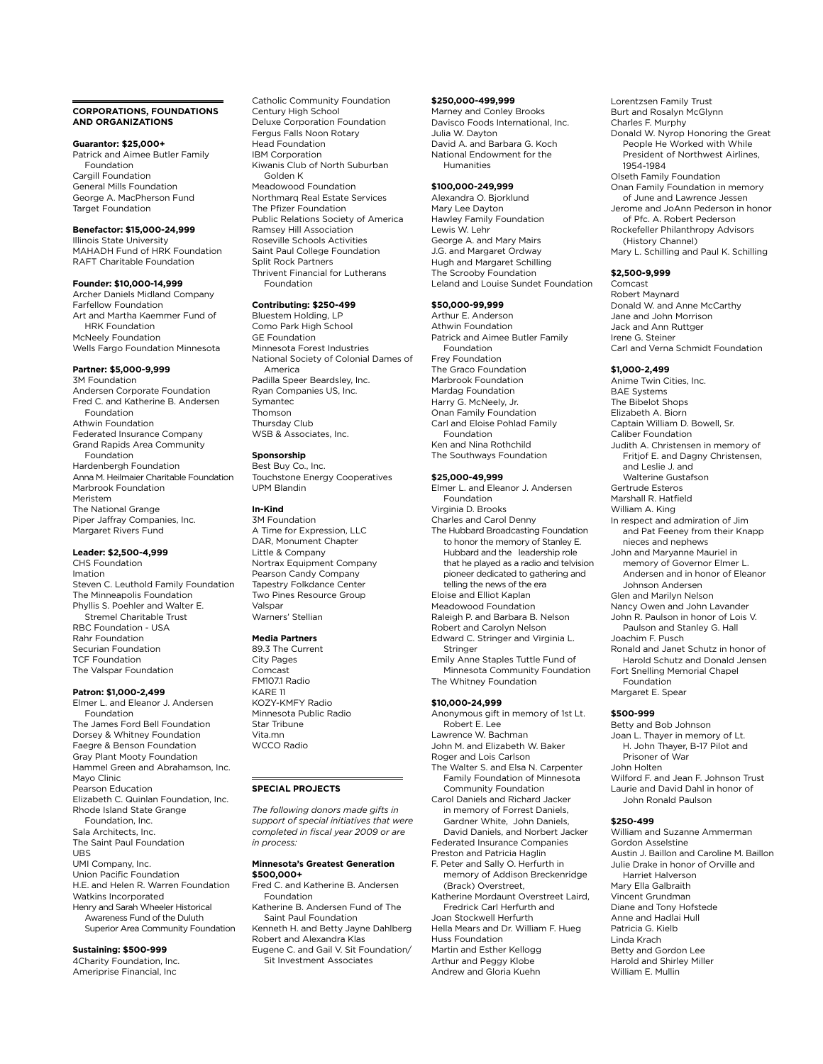## CORPORATIONS, FOUNDATIONS AND ORGANIZATIONS

**Guarantor: $25,000+**

Patrick and Aimee Butler Family Foundation
Cargill Foundation
General Mills Foundation
George A. MacPherson Fund
Target Foundation

**Benefactor: $15,000-24,999**

Illinois State University
MAHADH Fund of HRK Foundation
RAFT Charitable Foundation

**Founder: $10,000-14,999**

Archer Daniels Midland Company
Farfellow Foundation
Art and Martha Kaemmer Fund of HRK Foundation
McNeely Foundation
Wells Fargo Foundation Minnesota

**Partner: $5,000-9,999**

3M Foundation
Andersen Corporate Foundation
Fred C. and Katherine B. Andersen Foundation
Athwin Foundation
Federated Insurance Company
Grand Rapids Area Community Foundation
Hardenbergh Foundation
Anna M. Heilmaier Charitable Foundation
Marbrook Foundation
Meristem
The National Grange
Piper Jaffray Companies, Inc.
Margaret Rivers Fund

**Leader: $2,500-4,999**

CHS Foundation
Imation
Steven C. Leuthold Family Foundation
The Minneapolis Foundation
Phyllis S. Poehler and Walter E. Stremel Charitable Trust
RBC Foundation - USA
Rahr Foundation
Securian Foundation
TCF Foundation
The Valspar Foundation

**Patron: $1,000-2,499**

Elmer L. and Eleanor J. Andersen Foundation
The James Ford Bell Foundation
Dorsey & Whitney Foundation
Faegre & Benson Foundation
Gray Plant Mooty Foundation
Hammel Green and Abrahamson, Inc.
Mayo Clinic
Pearson Education
Elizabeth C. Quinlan Foundation, Inc.
Rhode Island State Grange Foundation, Inc.
Sala Architects, Inc.
The Saint Paul Foundation
UBS
UMI Company, Inc.
Union Pacific Foundation
H.E. and Helen R. Warren Foundation
Watkins Incorporated
Henry and Sarah Wheeler Historical Awareness Fund of the Duluth Superior Area Community Foundation

**Sustaining: $500-999**

4Charity Foundation, Inc.
Ameriprise Financial, Inc
Catholic Community Foundation
Century High School
Deluxe Corporation Foundation
Fergus Falls Noon Rotary
Head Foundation
IBM Corporation
Kiwanis Club of North Suburban Golden K
Meadowood Foundation
Northmarq Real Estate Services
The Pfizer Foundation
Public Relations Society of America
Ramsey Hill Association
Roseville Schools Activities
Saint Paul College Foundation
Split Rock Partners
Thrivent Financial for Lutherans Foundation

**Contributing: $250-499**

Bluestem Holding, LP
Como Park High School
GE Foundation
Minnesota Forest Industries
National Society of Colonial Dames of America
Padilla Speer Beardsley, Inc.
Ryan Companies US, Inc.
Symantec
Thomson
Thursday Club
WSB & Associates, Inc.

**Sponsorship**

Best Buy Co., Inc.
Touchstone Energy Cooperatives
UPM Blandin

**In-Kind**

3M Foundation
A Time for Expression, LLC
DAR, Monument Chapter
Little & Company
Nortrax Equipment Company
Pearson Candy Company
Tapestry Folkdance Center
Two Pines Resource Group
Valspar
Warners' Stellian

**Media Partners**

89.3 The Current
City Pages
Comcast
FM107.1 Radio
KARE 11
KOZY-KMFY Radio
Minnesota Public Radio
Star Tribune
Vita.mn
WCCO Radio

## SPECIAL PROJECTS

*The following donors made gifts in support of special initiatives that were completed in fiscal year 2009 or are in process:*

**Minnesota's Greatest Generation $500,000+**

Fred C. and Katherine B. Andersen Foundation
Katherine B. Andersen Fund of The Saint Paul Foundation
Kenneth H. and Betty Jayne Dahlberg
Robert and Alexandra Klas
Eugene C. and Gail V. Sit Foundation/ Sit Investment Associates

**$250,000-499,999**

Marney and Conley Brooks
Davisco Foods International, Inc.
Julia W. Dayton
David A. and Barbara G. Koch
National Endowment for the Humanities

**$100,000-249,999**

Alexandra O. Bjorklund
Mary Lee Dayton
Hawley Family Foundation
Lewis W. Lehr
George A. and Mary Mairs
J.G. and Margaret Ordway
Hugh and Margaret Schilling
The Scrooby Foundation
Leland and Louise Sundet Foundation

**$50,000-99,999**

Arthur E. Anderson
Athwin Foundation
Patrick and Aimee Butler Family Foundation
Frey Foundation
The Graco Foundation
Marbrook Foundation
Mardag Foundation
Harry G. McNeely, Jr.
Onan Family Foundation
Carl and Eloise Pohlad Family Foundation
Ken and Nina Rothchild
The Southways Foundation

**$25,000-49,999**

Elmer L. and Eleanor J. Andersen Foundation
Virginia D. Brooks
Charles and Carol Denny
The Hubbard Broadcasting Foundation to honor the memory of Stanley E. Hubbard and the leadership role that he played as a radio and telvision pioneer dedicated to gathering and telling the news of the era
Eloise and Elliot Kaplan
Meadowood Foundation
Raleigh P. and Barbara B. Nelson
Robert and Carolyn Nelson
Edward C. Stringer and Virginia L. Stringer
Emily Anne Staples Tuttle Fund of Minnesota Community Foundation
The Whitney Foundation

**$10,000-24,999**

Anonymous gift in memory of 1st Lt. Robert E. Lee
Lawrence W. Bachman
John M. and Elizabeth W. Baker
Roger and Lois Carlson
The Walter S. and Elsa N. Carpenter Family Foundation of Minnesota Community Foundation
Carol Daniels and Richard Jacker in memory of Forrest Daniels, Gardner White, John Daniels, David Daniels, and Norbert Jacker
Federated Insurance Companies
Preston and Patricia Haglin
F. Peter and Sally O. Herfurth in memory of Addison Breckenridge (Brack) Overstreet,
Katherine Mordaunt Overstreet Laird, Fredrick Carl Herfurth and
Joan Stockwell Herfurth
Hella Mears and Dr. William F. Hueg
Huss Foundation
Martin and Esther Kellogg
Arthur and Peggy Klobe
Andrew and Gloria Kuehn
Lorentzsen Family Trust
Burt and Rosalyn McGlynn
Charles F. Murphy
Donald W. Nyrop Honoring the Great People He Worked with While President of Northwest Airlines, 1954-1984
Olseth Family Foundation
Onan Family Foundation in memory of June and Lawrence Jessen
Jerome and JoAnn Pederson in honor of Pfc. A. Robert Pederson
Rockefeller Philanthropy Advisors (History Channel)
Mary L. Schilling and Paul K. Schilling

**$2,500-9,999**

Comcast
Robert Maynard
Donald W. and Anne McCarthy
Jane and John Morrison
Jack and Ann Ruttger
Irene G. Steiner
Carl and Verna Schmidt Foundation

**$1,000-2,499**

Anime Twin Cities, Inc.
BAE Systems
The Bibelot Shops
Elizabeth A. Biorn
Captain William D. Bowell, Sr.
Caliber Foundation
Judith A. Christensen in memory of Fritjof E. and Dagny Christensen, and Leslie J. and Walterine Gustafson
Gertrude Esteros
Marshall R. Hatfield
William A. King
In respect and admiration of Jim and Pat Feeney from their Knapp nieces and nephews
John and Maryanne Mauriel in memory of Governor Elmer L. Andersen and in honor of Eleanor Johnson Andersen
Glen and Marilyn Nelson
Nancy Owen and John Lavander
John R. Paulson in honor of Lois V. Paulson and Stanley G. Hall
Joachim F. Pusch
Ronald and Janet Schutz in honor of Harold Schutz and Donald Jensen
Fort Snelling Memorial Chapel Foundation
Margaret E. Spear

**$500-999**

Betty and Bob Johnson
Joan L. Thayer in memory of Lt. H. John Thayer, B-17 Pilot and Prisoner of War
John Holten
Wilford F. and Jean F. Johnson Trust
Laurie and David Dahl in honor of John Ronald Paulson

**$250-499**

William and Suzanne Ammerman
Gordon Asselstine
Austin J. Baillon and Caroline M. Baillon
Julie Drake in honor of Orville and Harriet Halverson
Mary Ella Galbraith
Vincent Grundman
Diane and Tony Hofstede
Anne and Hadlai Hull
Patricia G. Kielb
Linda Krach
Betty and Gordon Lee
Harold and Shirley Miller
William E. Mullin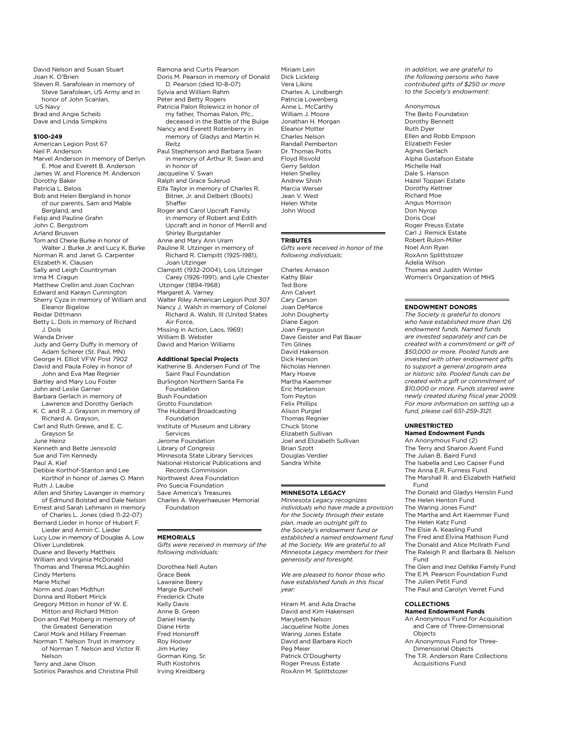David Nelson and Susan Stuart
Joan K. O'Brien
Steven R. Sarafolean in memory of Steve Sarafolean, US Army and in honor of John Scanlan, US Navy
Brad and Angie Scheib
Dave and Linda Simpkins

**$100-249**

American Legion Post 67
Neil P. Anderson
Marvel Anderson in memory of Derlyn E. Moe and Everett B. Anderson
James W. and Florence M. Anderson
Dorothy Baker
Patricia L. Belois
Bob and Helen Bergland in honor of our parents, Sam and Mable Bergland, and
Felip and Pauline Grahn
John C. Bergstrom
Arland Brusven
Tom and Cherie Burke in honor of Walter J. Burke Jr. and Lucy K. Burke
Norman R. and Janet G. Carpenter
Elizabeth K. Clausen
Sally and Leigh Countryman
Irma M. Cragun
Matthew Crellin and Joan Cochran
Edward and Karayn Cunnington
Sherry Cyza in memory of William and Eleanor Bigelow
Reidar Dittmann
Betty L. Dols in memory of Richard J. Dols
Wanda Driver
Judy and Gerry Duffy in memory of Adam Scherer (St. Paul, MN)
George H. Elliot VFW Post 7902
David and Paula Foley in honor of John and Eva Mae Regnier
Bartley and Mary Lou Foster
John and Leslie Garner
Barbara Gerlach in memory of Lawrence and Dorothy Gerlach
K. C. and R. J. Grayson in memory of Richard A. Grayson,
Carl and Ruth Grewe, and E. C. Grayson Sr.
June Heinz
Kenneth and Bette Jensvold
Sue and Tim Kennedy
Paul A. Kief
Debbie Korthof-Stanton and Lee Korthof in honor of James O. Mann
Ruth J. Laube
Allen and Shirley Lavanger in memory of Edmund Bolstad and Dale Nelson
Ernest and Sarah Lehmann in memory of Charles L. Jones (died 11-22-07)
Bernard Lieder in honor of Hubert F. Lieder and Armin C. Lieder
Lucy Low in memory of Douglas A. Low
Oliver Lundebrek
Duane and Beverly Mattheis
William and Virginia McDonald
Thomas and Theresa McLaughlin
Cindy Mertens
Marie Michel
Norm and Joan Midthun
Donna and Robert Mirick
Gregory Mitton in honor of W. E. Mitton and Richard Mitton
Don and Pat Moberg in memory of the Greatest Generation
Carol Mork and Hillary Freeman
Norman T. Nelson Trust in memory of Norman T. Nelson and Victor R. Nelson
Terry and Jane Olson
Sotirios Parashos and Christina Phill
Ramona and Curtis Pearson
Doris M. Pearson in memory of Donald D. Pearson (died 10-8-07)
Sylvia and William Rahm
Peter and Betty Rogers
Patricia Palon Rolewicz in honor of my father, Thomas Palon, Pfc., deceased in the Battle of the Bulge
Nancy and Everett Rotenberry in memory of Gladys and Martin H. Reitz
Paul Stephenson and Barbara Swan in memory of Arthur R. Swan and in honor of
Jacqueline V. Swan
Ralph and Grace Sulerud
Elfa Taylor in memory of Charles R. Bitner, Jr. and Delbert (Boots) Shaffer
Roger and Carol Upcraft Family in memory of Robert and Edith Upcraft and in honor of Merrill and Shirley Burgstahler
Anne and Mary Ann Uram
Pauline R. Utzinger in memory of Richard R. Clampitt (1925-1981), Joan Utzinger
Clampitt (1932-2004), Lois Utzinger Carey (1926-1991), and Lyle Chester Utzinger (1894-1968)
Margaret A. Varney
Walter Riley American Legion Post 307
Nancy J. Walsh in memory of Colonel Richard A. Walsh, III (United States Air Force,
Missing in Action, Laos, 1969)
William B. Webster
David and Marion Williams

**Additional Special Projects**

Katherine B. Andersen Fund of The Saint Paul Foundation
Burlington Northern Santa Fe Foundation
Bush Foundation
Grotto Foundation
The Hubbard Broadcasting Foundation
Institute of Museum and Library Services
Jerome Foundation
Library of Congress
Minnesota State Library Services
National Historical Publications and Records Commission
Northwest Area Foundation
Pro Suecia Foundation
Save America's Treasures
Charles A. Weyerhaeuser Memorial Foundation

**MEMORIALS**

*Gifts were received in memory of the following individuals:*

Dorothea Nell Auten
Grace Beek
Lawraine Beery
Margie Burchell
Frederick Chute
Kelly Davis
Anne B. Green
Daniel Hardy
Diane Hirte
Fred Honoroff
Roy Hoover
Jim Hurley
Gorman King, Sr.
Ruth Kostohris
Irving Kreidberg
Miriam Lein
Dick Lickteig
Vera Likins
Charles A. Lindbergh
Patricia Lowenberg
Anne L. McCarthy
William J. Moore
Jonathan H. Morgan
Eleanor Motter
Charles Nelson
Randall Pemberton
Dr. Thomas Potts
Floyd Risvold
Gerry Seldon
Helen Shelley
Andrew Shish
Marcia Werser
Jean V. West
Helen White
John Wood

**TRIBUTES**

*Gifts were received in honor of the following individuals:*

Charles Arnason
Kathy Blair
Ted Bore
Ann Calvert
Cary Carson
Joan DeMarce
John Dougherty
Diane Eagon
Joan Ferguson
Dave Geister and Pat Bauer
Tim Glines
David Hakenson
Dick Hanson
Nicholas Hennen
Mary Hoeve
Martha Kaemmer
Eric Mortenson
Tom Peyton
Felix Phillips
Alison Purgiel
Thomas Regnier
Chuck Stone
Elizabeth Sullivan
Joel and Elizabeth Sullivan
Brian Szott
Douglas Verdier
Sandra White

**MINNESOTA LEGACY**

*Minnesota Legacy recognizes individuals who have made a provision for the Society through their estate plan, made an outright gift to the Society's endowment fund or established a named endowment fund at the Society. We are grateful to all Minnesota Legacy members for their generosity and foresight.*

*We are pleased to honor those who have established funds in this fiscal year:*

Hiram M. and Ada Drache
David and Kim Hakensen
Marybeth Nelson
Jacqueline Nolte Jones
Waring Jones Estate
David and Barbara Koch
Peg Meier
Patrick O'Dougherty
Roger Preuss Estate
RoxAnn M. Splittstozer

*In addition, we are grateful to the following persons who have contributed gifts of $250 or more to the Society's endowment:*

Anonymous
The Beito Foundation
Dorothy Bennett
Ruth Dyer
Ellen and Robb Empson
Elizabeth Fesler
Agnes Gerlach
Alpha Gustafson Estate
Michelle Hall
Dale S. Hanson
Hazel Toppari Estate
Dorothy Kettner
Richard Moe
Angus Morrison
Don Nyrop
Doris Ocel
Roger Preuss Estate
Carl J. Remick Estate
Robert Rulon-Miller
Noel Ann Ryan
RoxAnn Splittstozer
Adelia Wilson
Thomas and Judith Winter
Women's Organization of MHS

**ENDOWMENT DONORS**

*The Society is grateful to donors who have established more than 126 endowment funds. Named funds are invested separately and can be created with a commitment or gift of $50,000 or more. Pooled funds are invested with other endowment gifts to support a general program area or historic site. Pooled funds can be created with a gift or commitment of $10,000 or more. Funds starred were newly created during fiscal year 2009. For more information on setting up a fund, please call 651-259-3121.*

**UNRESTRICTED**

**Named Endowment Funds**

An Anonymous Fund (2)
The Terry and Sharon Avent Fund
The Julian B. Baird Fund
The Isabella and Leo Capser Fund
The Anna E.R. Furness Fund
The Marshall R. and Elizabeth Hatfield Fund
The Donald and Gladys Henslin Fund
The Helen Henton Fund
The Waring Jones Fund*
The Martha and Art Kaemmer Fund
The Helen Katz Fund
The Elsie A. Keasling Fund
The Fred and Elvina Mathison Fund
The Donald and Alice McIlrath Fund
The Raleigh P. and Barbara B. Nelson Fund
The Glen and Inez Oehlke Family Fund
The E.M. Pearson Foundation Fund
The Julien Petit Fund
The Paul and Carolyn Verret Fund

**COLLECTIONS**

**Named Endowment Funds**

An Anonymous Fund for Acquisition and Care of Three-Dimensional Objects
An Anonymous Fund for Three-Dimensional Objects
The T.R. Anderson Rare Collections Acquisitions Fund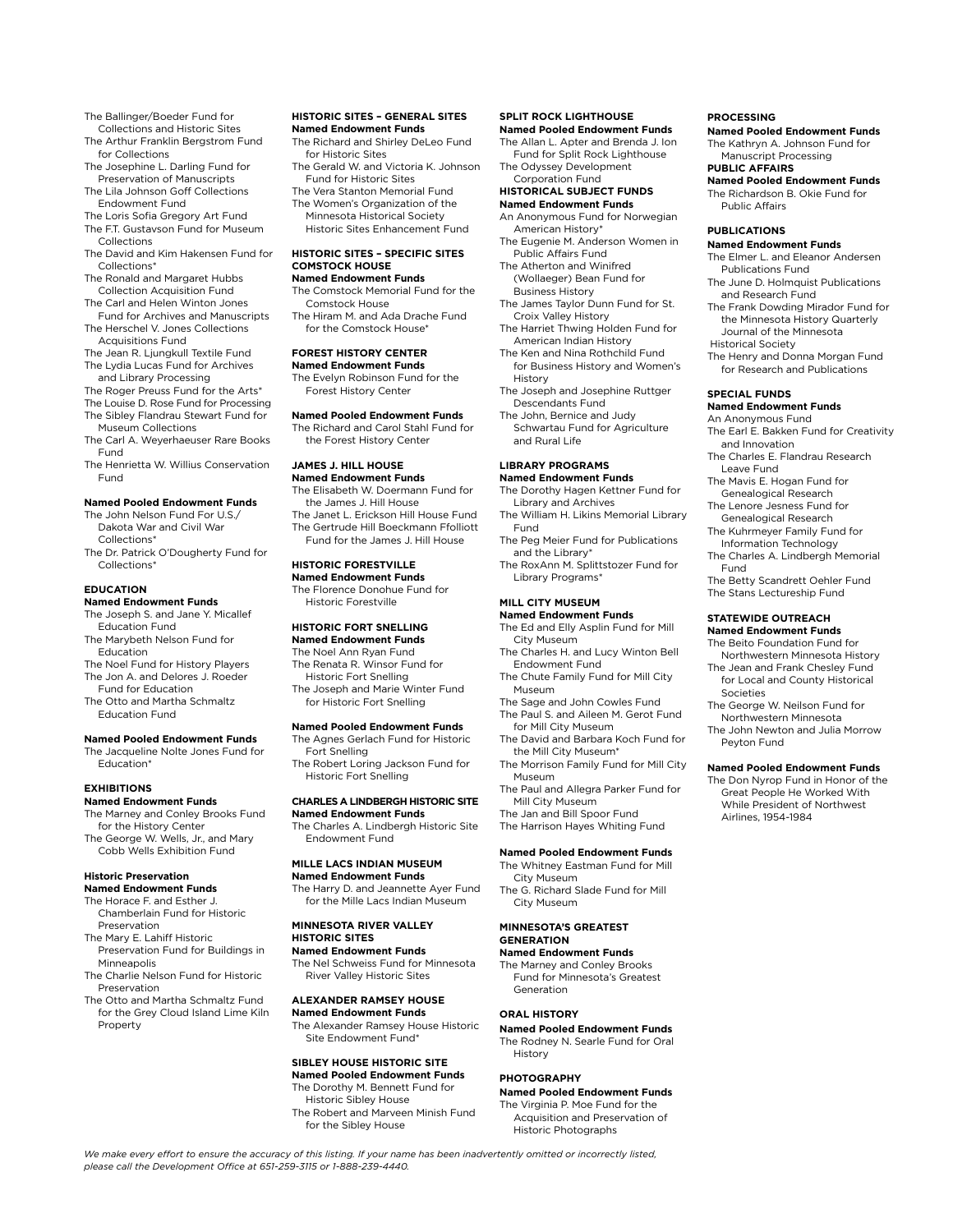The Ballinger/Boeder Fund for Collections and Historic Sites
The Arthur Franklin Bergstrom Fund for Collections
The Josephine L. Darling Fund for Preservation of Manuscripts
The Lila Johnson Goff Collections Endowment Fund
The Loris Sofia Gregory Art Fund
The F.T. Gustavson Fund for Museum Collections
The David and Kim Hakensen Fund for Collections*
The Ronald and Margaret Hubbs Collection Acquisition Fund
The Carl and Helen Winton Jones Fund for Archives and Manuscripts
The Herschel V. Jones Collections Acquisitions Fund
The Jean R. Ljungkull Textile Fund
The Lydia Lucas Fund for Archives and Library Processing
The Roger Preuss Fund for the Arts*
The Louise D. Rose Fund for Processing
The Sibley Flandrau Stewart Fund for Museum Collections
The Carl A. Weyerhaeuser Rare Books Fund
The Henrietta W. Willius Conservation Fund

**Named Pooled Endowment Funds**

The John Nelson Fund For U.S./Dakota War and Civil War Collections*
The Dr. Patrick O'Dougherty Fund for Collections*

### EDUCATION

**Named Endowment Funds**

The Joseph S. and Jane Y. Micallef Education Fund
The Marybeth Nelson Fund for Education
The Noel Fund for History Players
The Jon A. and Delores J. Roeder Fund for Education
The Otto and Martha Schmaltz Education Fund

**Named Pooled Endowment Funds**

The Jacqueline Nolte Jones Fund for Education*

### EXHIBITIONS

**Named Endowment Funds**

The Marney and Conley Brooks Fund for the History Center
The George W. Wells, Jr., and Mary Cobb Wells Exhibition Fund

### Historic Preservation

**Named Endowment Funds**

The Horace F. and Esther J. Chamberlain Fund for Historic Preservation
The Mary E. Lahiff Historic Preservation Fund for Buildings in Minneapolis
The Charlie Nelson Fund for Historic Preservation
The Otto and Martha Schmaltz Fund for the Grey Cloud Island Lime Kiln Property

### HISTORIC SITES – GENERAL SITES

**Named Endowment Funds**

The Richard and Shirley DeLeo Fund for Historic Sites
The Gerald W. and Victoria K. Johnson Fund for Historic Sites
The Vera Stanton Memorial Fund
The Women's Organization of the Minnesota Historical Society Historic Sites Enhancement Fund

### HISTORIC SITES – SPECIFIC SITES

### COMSTOCK HOUSE

**Named Endowment Funds**

The Comstock Memorial Fund for the Comstock House
The Hiram M. and Ada Drache Fund for the Comstock House*

### FOREST HISTORY CENTER

**Named Endowment Funds**

The Evelyn Robinson Fund for the Forest History Center

**Named Pooled Endowment Funds**

The Richard and Carol Stahl Fund for the Forest History Center

### JAMES J. HILL HOUSE

**Named Endowment Funds**

The Elisabeth W. Doermann Fund for the James J. Hill House
The Janet L. Erickson Hill House Fund
The Gertrude Hill Boeckmann Ffolliott Fund for the James J. Hill House

### HISTORIC FORESTVILLE

**Named Endowment Funds**

The Florence Donohue Fund for Historic Forestville

### HISTORIC FORT SNELLING

**Named Endowment Funds**

The Noel Ann Ryan Fund
The Renata R. Winsor Fund for Historic Fort Snelling
The Joseph and Marie Winter Fund for Historic Fort Snelling

**Named Pooled Endowment Funds**

The Agnes Gerlach Fund for Historic Fort Snelling
The Robert Loring Jackson Fund for Historic Fort Snelling

### CHARLES A LINDBERGH HISTORIC SITE

**Named Endowment Funds**

The Charles A. Lindbergh Historic Site Endowment Fund

### MILLE LACS INDIAN MUSEUM

**Named Endowment Funds**

The Harry D. and Jeannette Ayer Fund for the Mille Lacs Indian Museum

### MINNESOTA RIVER VALLEY HISTORIC SITES

**Named Endowment Funds**

The Nel Schweiss Fund for Minnesota River Valley Historic Sites

### ALEXANDER RAMSEY HOUSE

**Named Endowment Funds**

The Alexander Ramsey House Historic Site Endowment Fund*

### SIBLEY HOUSE HISTORIC SITE

**Named Pooled Endowment Funds**

The Dorothy M. Bennett Fund for Historic Sibley House
The Robert and Marveen Minish Fund for the Sibley House

### SPLIT ROCK LIGHTHOUSE

**Named Pooled Endowment Funds**

The Allan L. Apter and Brenda J. Ion Fund for Split Rock Lighthouse
The Odyssey Development Corporation Fund

### HISTORICAL SUBJECT FUNDS

**Named Endowment Funds**

An Anonymous Fund for Norwegian American History*
The Eugenie M. Anderson Women in Public Affairs Fund
The Atherton and Winifred (Wollaeger) Bean Fund for Business History
The James Taylor Dunn Fund for St. Croix Valley History
The Harriet Thwing Holden Fund for American Indian History
The Ken and Nina Rothchild Fund for Business History and Women's History
The Joseph and Josephine Ruttger Descendants Fund
The John, Bernice and Judy Schwartau Fund for Agriculture and Rural Life

### LIBRARY PROGRAMS

**Named Endowment Funds**

The Dorothy Hagen Kettner Fund for Library and Archives
The William H. Likins Memorial Library Fund
The Peg Meier Fund for Publications and the Library*
The RoxAnn M. Splittstozer Fund for Library Programs*

### MILL CITY MUSEUM

**Named Endowment Funds**

The Ed and Elly Asplin Fund for Mill City Museum
The Charles H. and Lucy Winton Bell Endowment Fund
The Chute Family Fund for Mill City Museum
The Sage and John Cowles Fund
The Paul S. and Aileen M. Gerot Fund for Mill City Museum
The David and Barbara Koch Fund for the Mill City Museum*
The Morrison Family Fund for Mill City Museum
The Paul and Allegra Parker Fund for Mill City Museum
The Jan and Bill Spoor Fund
The Harrison Hayes Whiting Fund

**Named Pooled Endowment Funds**

The Whitney Eastman Fund for Mill City Museum
The G. Richard Slade Fund for Mill City Museum

### MINNESOTA'S GREATEST GENERATION

**Named Endowment Funds**

The Marney and Conley Brooks Fund for Minnesota's Greatest Generation

### ORAL HISTORY

**Named Pooled Endowment Funds**

The Rodney N. Searle Fund for Oral History

### PHOTOGRAPHY

**Named Pooled Endowment Funds**

The Virginia P. Moe Fund for the Acquisition and Preservation of Historic Photographs

### PROCESSING

**Named Pooled Endowment Funds**

The Kathryn A. Johnson Fund for Manuscript Processing

### PUBLIC AFFAIRS

**Named Pooled Endowment Funds**

The Richardson B. Okie Fund for Public Affairs

### PUBLICATIONS

**Named Endowment Funds**

The Elmer L. and Eleanor Andersen Publications Fund
The June D. Holmquist Publications and Research Fund
The Frank Dowding Mirador Fund for the Minnesota History Quarterly Journal of the Minnesota Historical Society
The Henry and Donna Morgan Fund for Research and Publications

### SPECIAL FUNDS

**Named Endowment Funds**

An Anonymous Fund
The Earl E. Bakken Fund for Creativity and Innovation
The Charles E. Flandrau Research Leave Fund
The Mavis E. Hogan Fund for Genealogical Research
The Lenore Jesness Fund for Genealogical Research
The Kuhrmeyer Family Fund for Information Technology
The Charles A. Lindbergh Memorial Fund
The Betty Scandrett Oehler Fund
The Stans Lectureship Fund

### STATEWIDE OUTREACH

**Named Endowment Funds**

The Beito Foundation Fund for Northwestern Minnesota History
The Jean and Frank Chesley Fund for Local and County Historical Societies
The George W. Neilson Fund for Northwestern Minnesota
The John Newton and Julia Morrow Peyton Fund

**Named Pooled Endowment Funds**

The Don Nyrop Fund in Honor of the Great People He Worked With While President of Northwest Airlines, 1954-1984

*We make every effort to ensure the accuracy of this listing. If your name has been inadvertently omitted or incorrectly listed, please call the Development Office at 651-259-3115 or 1-888-239-4440.*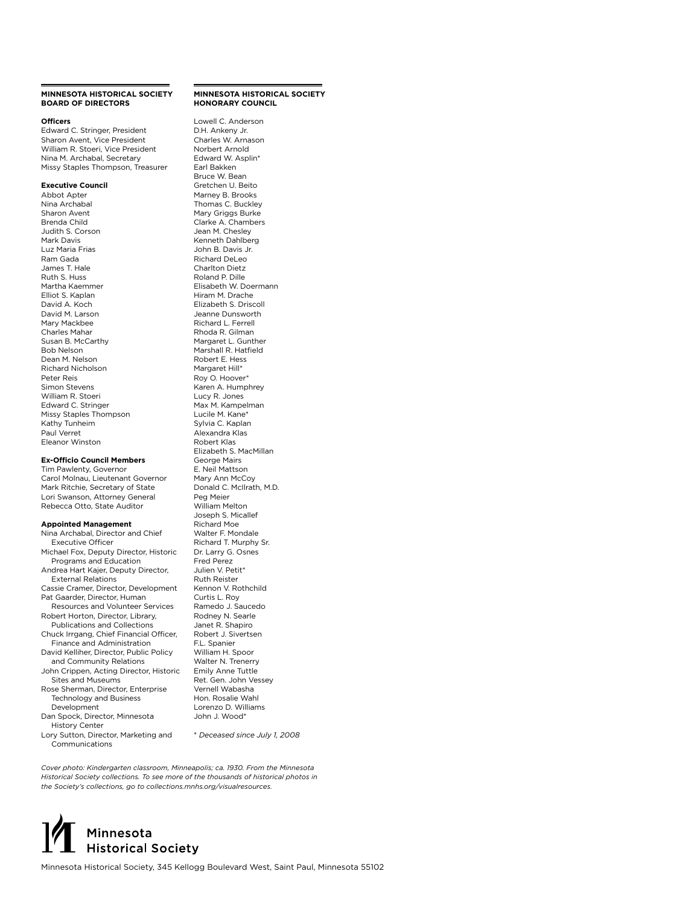## MINNESOTA HISTORICAL SOCIETY BOARD OF DIRECTORS

**Officers**

Edward C. Stringer, President
Sharon Avent, Vice President
William R. Stoeri, Vice President
Nina M. Archabal, Secretary
Missy Staples Thompson, Treasurer

**Executive Council**

Abbot Apter
Nina Archabal
Sharon Avent
Brenda Child
Judith S. Corson
Mark Davis
Luz Maria Frias
Ram Gada
James T. Hale
Ruth S. Huss
Martha Kaemmer
Elliot S. Kaplan
David A. Koch
David M. Larson
Mary Mackbee
Charles Mahar
Susan B. McCarthy
Bob Nelson
Dean M. Nelson
Richard Nicholson
Peter Reis
Simon Stevens
William R. Stoeri
Edward C. Stringer
Missy Staples Thompson
Kathy Tunheim
Paul Verret
Eleanor Winston

**Ex-Officio Council Members**

Tim Pawlenty, Governor
Carol Molnau, Lieutenant Governor
Mark Ritchie, Secretary of State
Lori Swanson, Attorney General
Rebecca Otto, State Auditor

**Appointed Management**

Nina Archabal, Director and Chief Executive Officer
Michael Fox, Deputy Director, Historic Programs and Education
Andrea Hart Kajer, Deputy Director, External Relations
Cassie Cramer, Director, Development
Pat Gaarder, Director, Human Resources and Volunteer Services
Robert Horton, Director, Library, Publications and Collections
Chuck Irrgang, Chief Financial Officer, Finance and Administration
David Kelliher, Director, Public Policy and Community Relations
John Crippen, Acting Director, Historic Sites and Museums
Rose Sherman, Director, Enterprise Technology and Business Development
Dan Spock, Director, Minnesota History Center
Lory Sutton, Director, Marketing and Communications

## MINNESOTA HISTORICAL SOCIETY HONORARY COUNCIL

Lowell C. Anderson
D.H. Ankeny Jr.
Charles W. Arnason
Norbert Arnold
Edward W. Asplin*
Earl Bakken
Bruce W. Bean
Gretchen U. Beito
Marney B. Brooks
Thomas C. Buckley
Mary Griggs Burke
Clarke A. Chambers
Jean M. Chesley
Kenneth Dahlberg
John B. Davis Jr.
Richard DeLeo
Charlton Dietz
Roland P. Dille
Elisabeth W. Doermann
Hiram M. Drache
Elizabeth S. Driscoll
Jeanne Dunsworth
Richard L. Ferrell
Rhoda R. Gilman
Margaret L. Gunther
Marshall R. Hatfield
Robert E. Hess
Margaret Hill*
Roy O. Hoover*
Karen A. Humphrey
Lucy R. Jones
Max M. Kampelman
Lucile M. Kane*
Sylvia C. Kaplan
Alexandra Klas
Robert Klas
Elizabeth S. MacMillan
George Mairs
E. Neil Mattson
Mary Ann McCoy
Donald C. McIlrath, M.D.
Peg Meier
William Melton
Joseph S. Micallef
Richard Moe
Walter F. Mondale
Richard T. Murphy Sr.
Dr. Larry G. Osnes
Fred Perez
Julien V. Petit*
Ruth Reister
Kennon V. Rothchild
Curtis L. Roy
Ramedo J. Saucedo
Rodney N. Searle
Janet R. Shapiro
Robert J. Sivertsen
F.L. Spanier
William H. Spoor
Walter N. Trenerry
Emily Anne Tuttle
Ret. Gen. John Vessey
Vernell Wabasha
Hon. Rosalie Wahl
Lorenzo D. Williams
John J. Wood*

* *Deceased since July 1, 2008*

*Cover photo: Kindergarten classroom, Minneapolis; ca. 1930. From the Minnesota Historical Society collections. To see more of the thousands of historical photos in the Society's collections, go to collections.mnhs.org/visualresources.*

Minnesota Historical Society

Minnesota Historical Society, 345 Kellogg Boulevard West, Saint Paul, Minnesota 55102